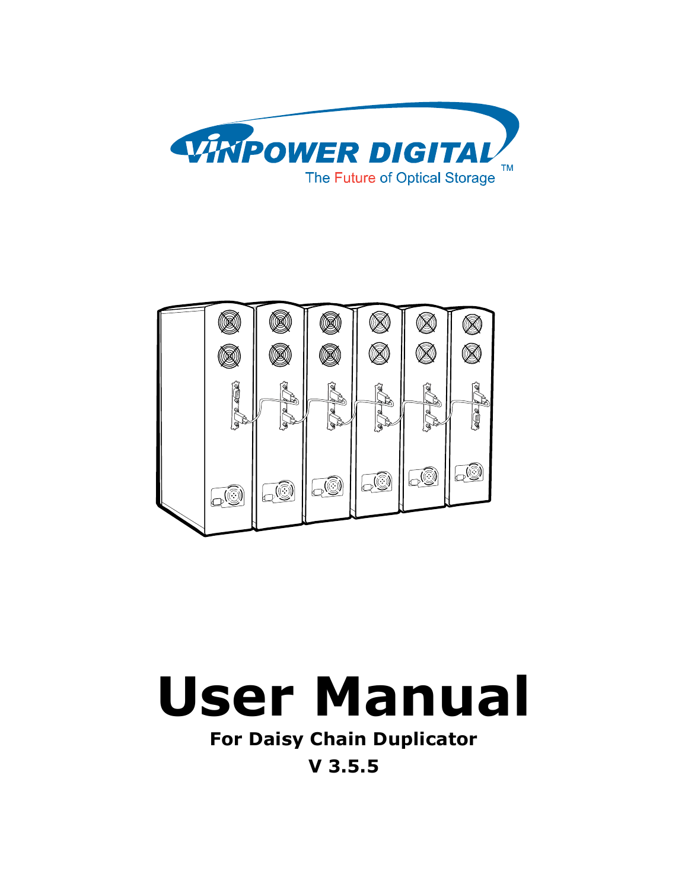VINPOWER DIGITAL

The Future of Optical Storage ™

# User Manual

## For Daisy Chain Duplicator

## V 3.5.5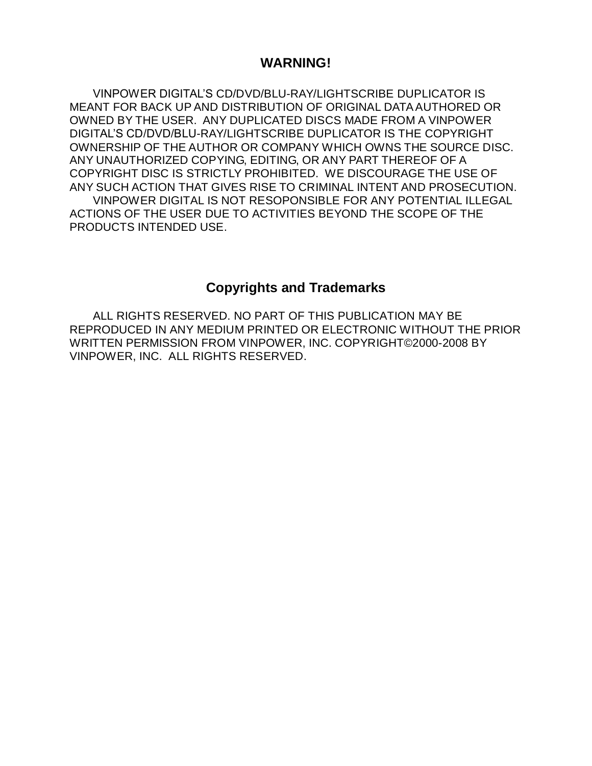## WARNING!

VINPOWER DIGITAL'S CD/DVD/BLU-RAY/LIGHTSCRIBE DUPLICATOR IS MEANT FOR BACK UP AND DISTRIBUTION OF ORIGINAL DATA AUTHORED OR OWNED BY THE USER. ANY DUPLICATED DISCS MADE FROM A VINPOWER DIGITAL'S CD/DVD/BLU-RAY/LIGHTSCRIBE DUPLICATOR IS THE COPYRIGHT OWNERSHIP OF THE AUTHOR OR COMPANY WHICH OWNS THE SOURCE DISC. ANY UNAUTHORIZED COPYING, EDITING, OR ANY PART THEREOF OF A COPYRIGHT DISC IS STRICTLY PROHIBITED. WE DISCOURAGE THE USE OF ANY SUCH ACTION THAT GIVES RISE TO CRIMINAL INTENT AND PROSECUTION.

VINPOWER DIGITAL IS NOT RESOPONSIBLE FOR ANY POTENTIAL ILLEGAL ACTIONS OF THE USER DUE TO ACTIVITIES BEYOND THE SCOPE OF THE PRODUCTS INTENDED USE.

## Copyrights and Trademarks

ALL RIGHTS RESERVED. NO PART OF THIS PUBLICATION MAY BE REPRODUCED IN ANY MEDIUM PRINTED OR ELECTRONIC WITHOUT THE PRIOR WRITTEN PERMISSION FROM VINPOWER, INC. COPYRIGHT©2000-2008 BY VINPOWER, INC. ALL RIGHTS RESERVED.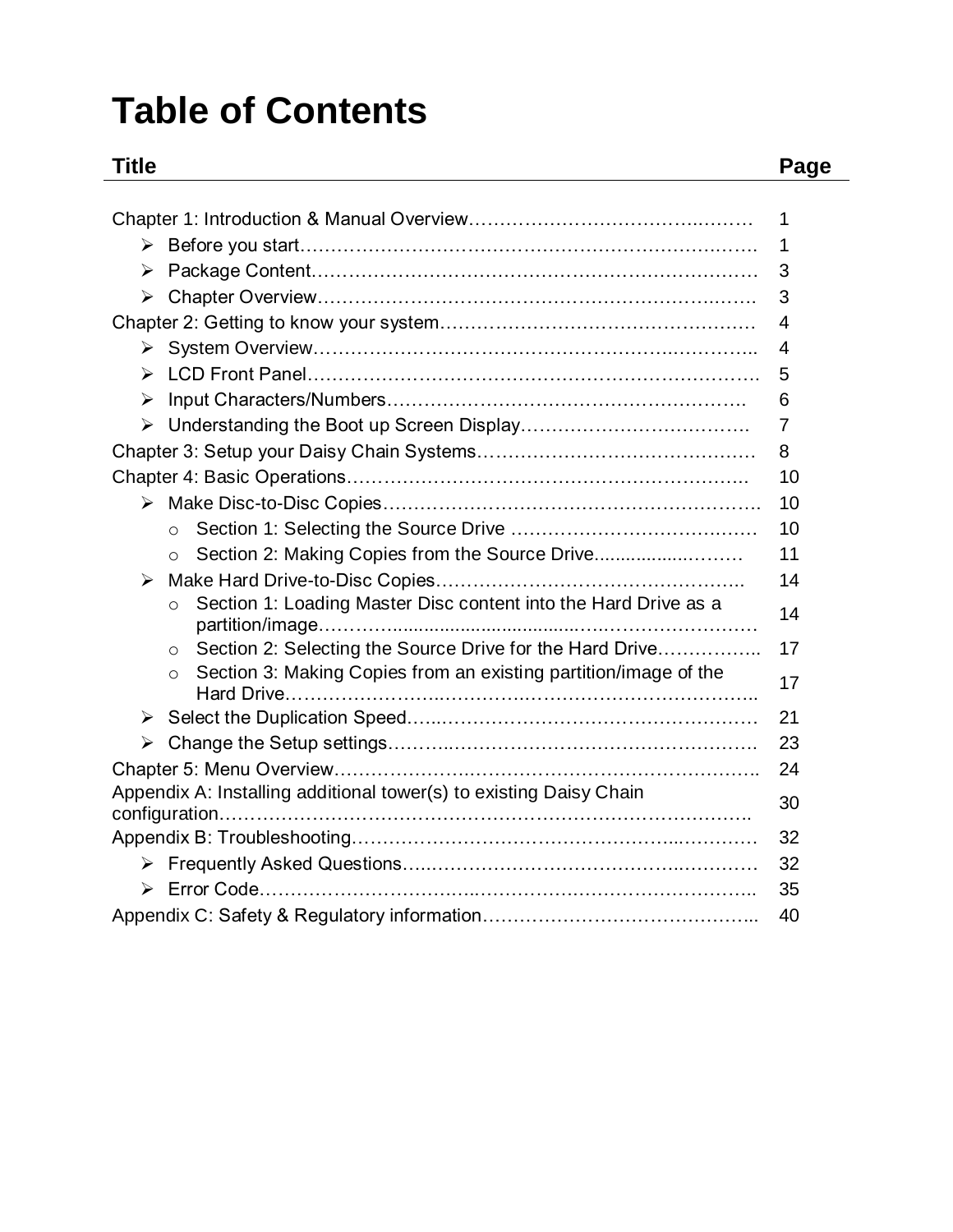# Table of Contents

| Title | Page |
|---|---|
| Chapter 1: Introduction & Manual Overview | 1 |
| ➢ Before you start | 1 |
| ➢ Package Content | 3 |
| ➢ Chapter Overview | 3 |
| Chapter 2: Getting to know your system | 4 |
| ➢ System Overview | 4 |
| ➢ LCD Front Panel | 5 |
| ➢ Input Characters/Numbers | 6 |
| ➢ Understanding the Boot up Screen Display | 7 |
| Chapter 3: Setup your Daisy Chain Systems | 8 |
| Chapter 4: Basic Operations | 10 |
| ➢ Make Disc-to-Disc Copies | 10 |
| ○ Section 1: Selecting the Source Drive | 10 |
| ○ Section 2: Making Copies from the Source Drive | 11 |
| ➢ Make Hard Drive-to-Disc Copies | 14 |
| ○ Section 1: Loading Master Disc content into the Hard Drive as a partition/image | 14 |
| ○ Section 2: Selecting the Source Drive for the Hard Drive | 17 |
| ○ Section 3: Making Copies from an existing partition/image of the Hard Drive | 17 |
| ➢ Select the Duplication Speed | 21 |
| ➢ Change the Setup settings | 23 |
| Chapter 5: Menu Overview | 24 |
| Appendix A: Installing additional tower(s) to existing Daisy Chain configuration | 30 |
| Appendix B: Troubleshooting | 32 |
| ➢ Frequently Asked Questions | 32 |
| ➢ Error Code | 35 |
| Appendix C: Safety & Regulatory information | 40 |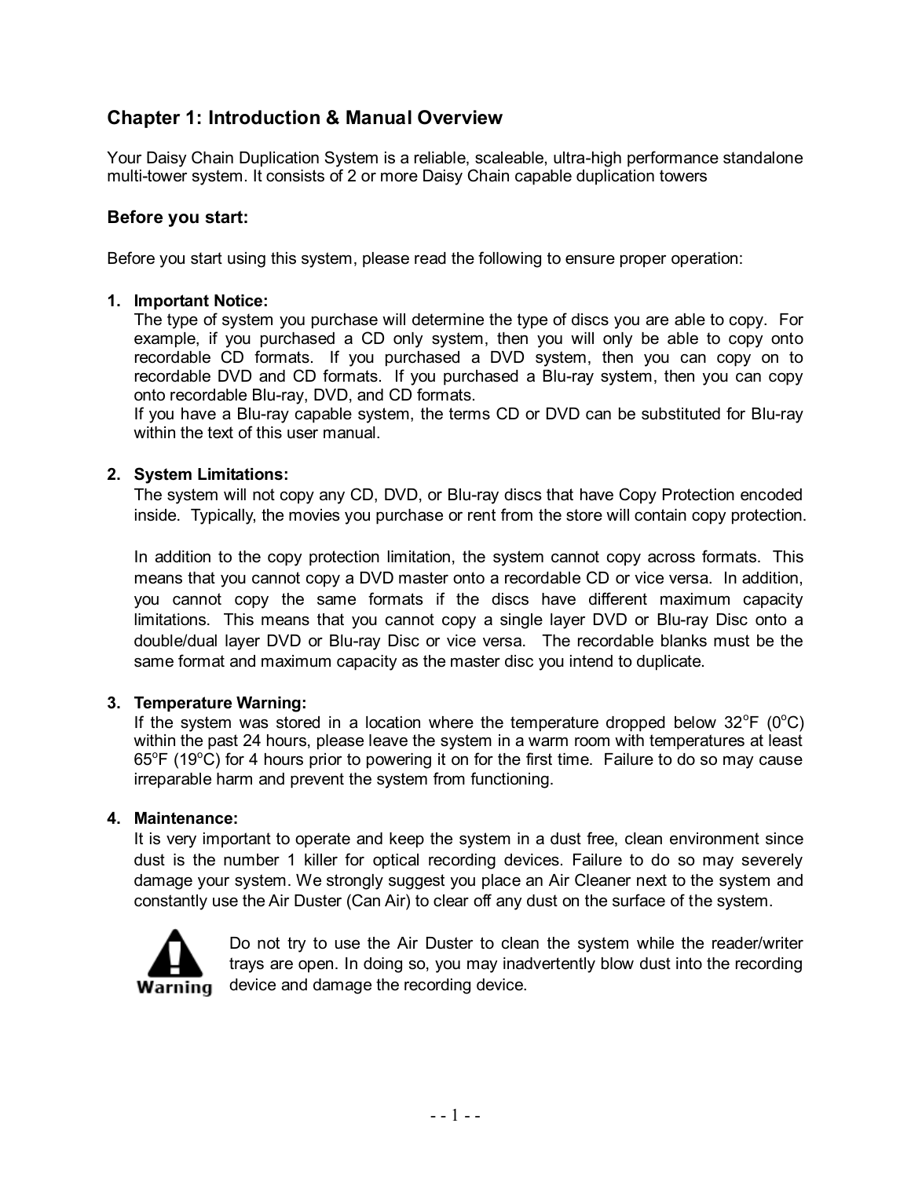## Chapter 1: Introduction & Manual Overview

Your Daisy Chain Duplication System is a reliable, scaleable, ultra-high performance standalone multi-tower system. It consists of 2 or more Daisy Chain capable duplication towers

### Before you start:

Before you start using this system, please read the following to ensure proper operation:

1. **Important Notice:**
   The type of system you purchase will determine the type of discs you are able to copy. For example, if you purchased a CD only system, then you will only be able to copy onto recordable CD formats. If you purchased a DVD system, then you can copy on to recordable DVD and CD formats. If you purchased a Blu-ray system, then you can copy onto recordable Blu-ray, DVD, and CD formats.
   If you have a Blu-ray capable system, the terms CD or DVD can be substituted for Blu-ray within the text of this user manual.

2. **System Limitations:**
   The system will not copy any CD, DVD, or Blu-ray discs that have Copy Protection encoded inside. Typically, the movies you purchase or rent from the store will contain copy protection.

   In addition to the copy protection limitation, the system cannot copy across formats. This means that you cannot copy a DVD master onto a recordable CD or vice versa. In addition, you cannot copy the same formats if the discs have different maximum capacity limitations. This means that you cannot copy a single layer DVD or Blu-ray Disc onto a double/dual layer DVD or Blu-ray Disc or vice versa. The recordable blanks must be the same format and maximum capacity as the master disc you intend to duplicate.

3. **Temperature Warning:**
   If the system was stored in a location where the temperature dropped below 32°F (0°C) within the past 24 hours, please leave the system in a warm room with temperatures at least 65°F (19°C) for 4 hours prior to powering it on for the first time. Failure to do so may cause irreparable harm and prevent the system from functioning.

4. **Maintenance:**
   It is very important to operate and keep the system in a dust free, clean environment since dust is the number 1 killer for optical recording devices. Failure to do so may severely damage your system. We strongly suggest you place an Air Cleaner next to the system and constantly use the Air Duster (Can Air) to clear off any dust on the surface of the system.

   **Warning**: Do not try to use the Air Duster to clean the system while the reader/writer trays are open. In doing so, you may inadvertently blow dust into the recording device and damage the recording device.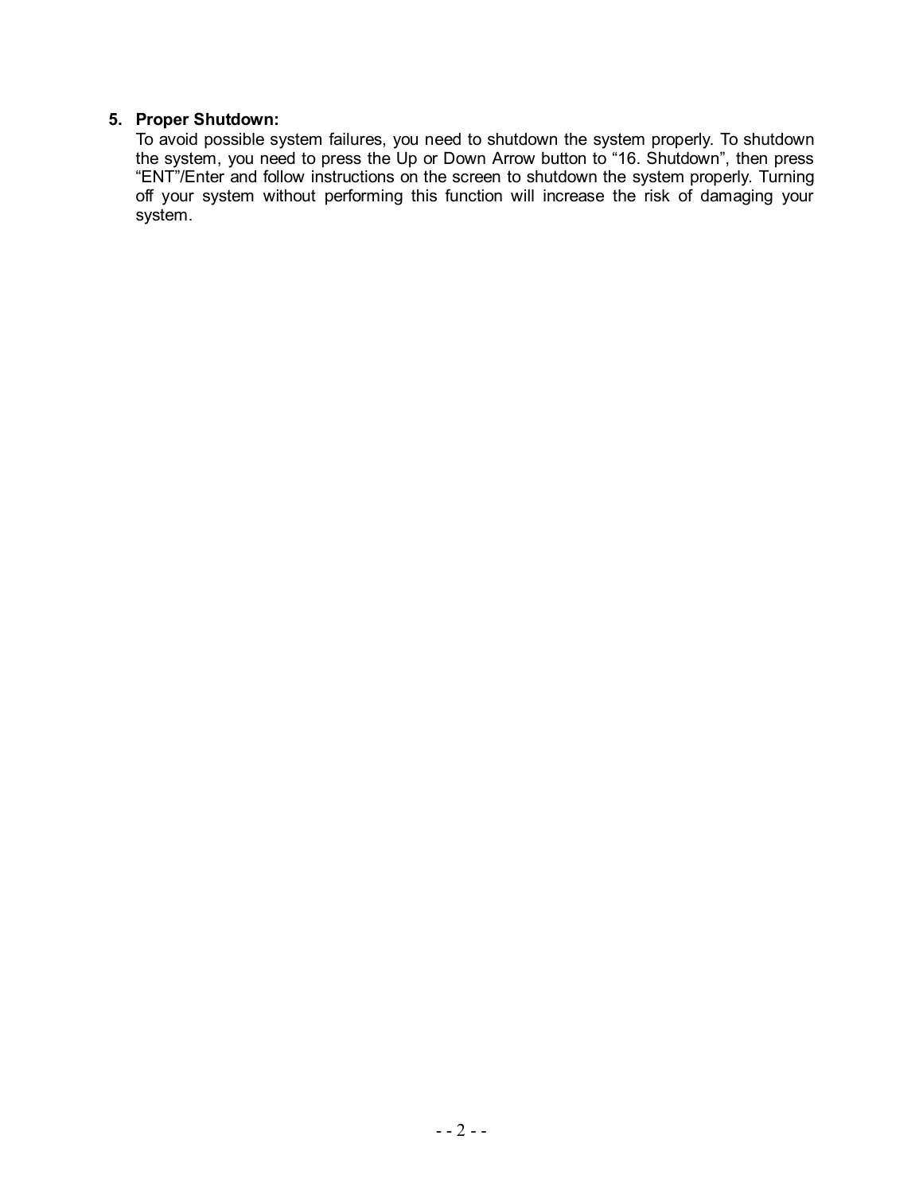5. **Proper Shutdown:**
   To avoid possible system failures, you need to shutdown the system properly. To shutdown the system, you need to press the Up or Down Arrow button to “16. Shutdown”, then press “ENT”/Enter and follow instructions on the screen to shutdown the system properly. Turning off your system without performing this function will increase the risk of damaging your system.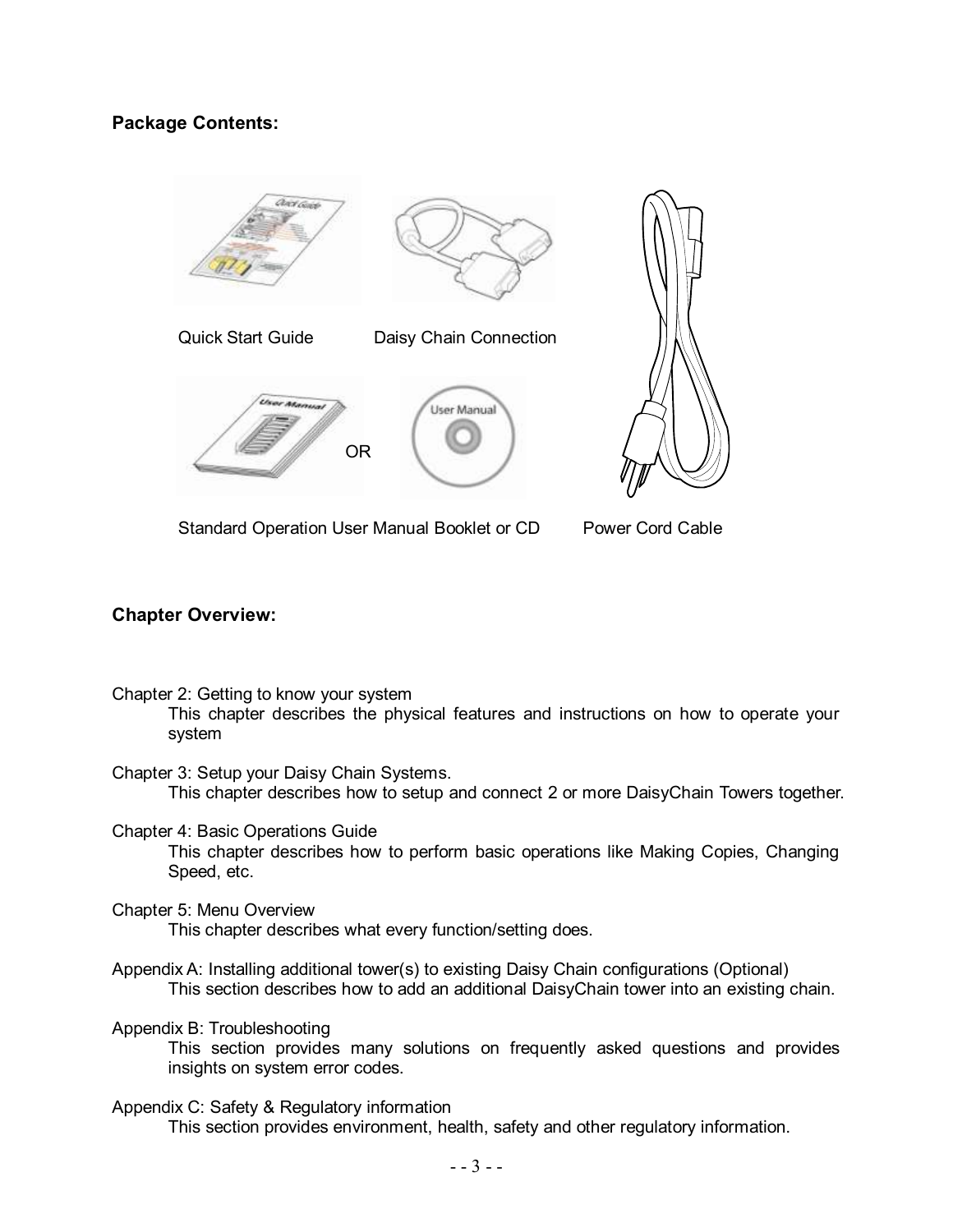**Package Contents:**

Quick Start Guide

Daisy Chain Connection

OR

Standard Operation User Manual Booklet or CD

Power Cord Cable

**Chapter Overview:**

Chapter 2: Getting to know your system
This chapter describes the physical features and instructions on how to operate your system

Chapter 3: Setup your Daisy Chain Systems.
This chapter describes how to setup and connect 2 or more DaisyChain Towers together.

Chapter 4: Basic Operations Guide
This chapter describes how to perform basic operations like Making Copies, Changing Speed, etc.

Chapter 5: Menu Overview
This chapter describes what every function/setting does.

Appendix A: Installing additional tower(s) to existing Daisy Chain configurations (Optional)
This section describes how to add an additional DaisyChain tower into an existing chain.

Appendix B: Troubleshooting
This section provides many solutions on frequently asked questions and provides insights on system error codes.

Appendix C: Safety & Regulatory information
This section provides environment, health, safety and other regulatory information.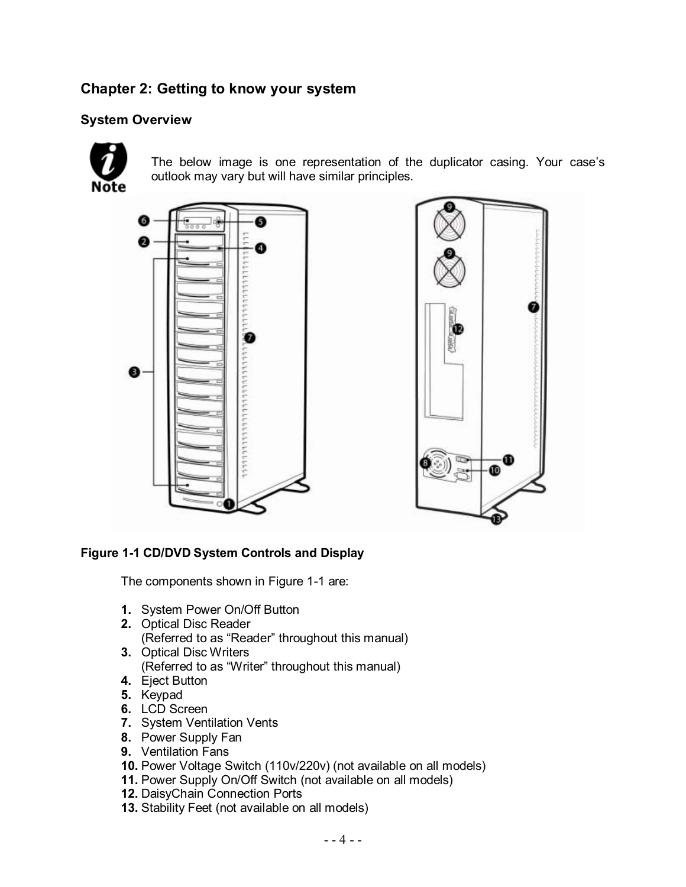## Chapter 2: Getting to know your system

### System Overview

**Note**

The below image is one representation of the duplicator casing. Your case's outlook may vary but will have similar principles.

**Figure 1-1 CD/DVD System Controls and Display**

The components shown in Figure 1-1 are:

1. System Power On/Off Button
2. Optical Disc Reader
   (Referred to as "Reader" throughout this manual)
3. Optical Disc Writers
   (Referred to as "Writer" throughout this manual)
4. Eject Button
5. Keypad
6. LCD Screen
7. System Ventilation Vents
8. Power Supply Fan
9. Ventilation Fans
10. Power Voltage Switch (110v/220v) (not available on all models)
11. Power Supply On/Off Switch (not available on all models)
12. DaisyChain Connection Ports
13. Stability Feet (not available on all models)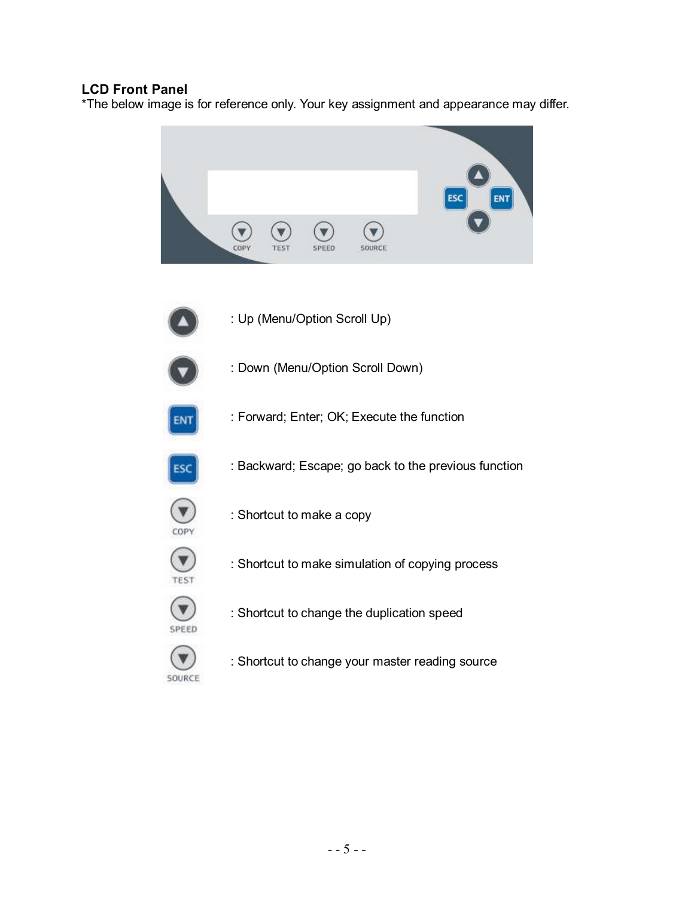## LCD Front Panel

*The below image is for reference only. Your key assignment and appearance may differ.

: Up (Menu/Option Scroll Up)

: Down (Menu/Option Scroll Down)

ENT : Forward; Enter; OK; Execute the function

ESC : Backward; Escape; go back to the previous function

COPY : Shortcut to make a copy

TEST : Shortcut to make simulation of copying process

SPEED : Shortcut to change the duplication speed

SOURCE : Shortcut to change your master reading source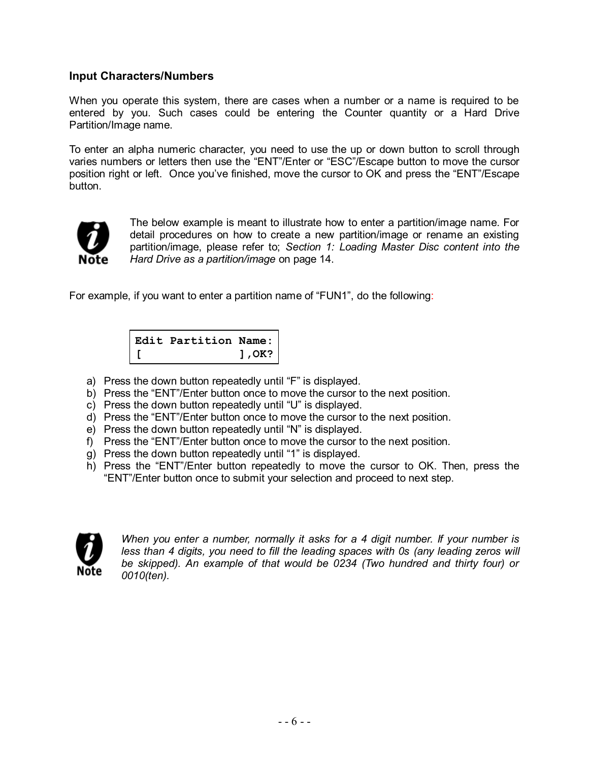### Input Characters/Numbers

When you operate this system, there are cases when a number or a name is required to be entered by you. Such cases could be entering the Counter quantity or a Hard Drive Partition/Image name.

To enter an alpha numeric character, you need to use the up or down button to scroll through varies numbers or letters then use the “ENT”/Enter or “ESC”/Escape button to move the cursor position right or left. Once you’ve finished, move the cursor to OK and press the “ENT”/Escape button.

**Note:** The below example is meant to illustrate how to enter a partition/image name. For detail procedures on how to create a new partition/image or rename an existing partition/image, please refer to; *Section 1: Loading Master Disc content into the Hard Drive as a partition/image* on page 14.

For example, if you want to enter a partition name of “FUN1”, do the following:

```
Edit Partition Name:
[              ],OK?
```

a) Press the down button repeatedly until “F” is displayed.
b) Press the “ENT”/Enter button once to move the cursor to the next position.
c) Press the down button repeatedly until “U” is displayed.
d) Press the “ENT”/Enter button once to move the cursor to the next position.
e) Press the down button repeatedly until “N” is displayed.
f) Press the “ENT”/Enter button once to move the cursor to the next position.
g) Press the down button repeatedly until “1” is displayed.
h) Press the “ENT”/Enter button repeatedly to move the cursor to OK. Then, press the “ENT”/Enter button once to submit your selection and proceed to next step.

**Note:** *When you enter a number, normally it asks for a 4 digit number. If your number is less than 4 digits, you need to fill the leading spaces with 0s (any leading zeros will be skipped). An example of that would be 0234 (Two hundred and thirty four) or 0010(ten).*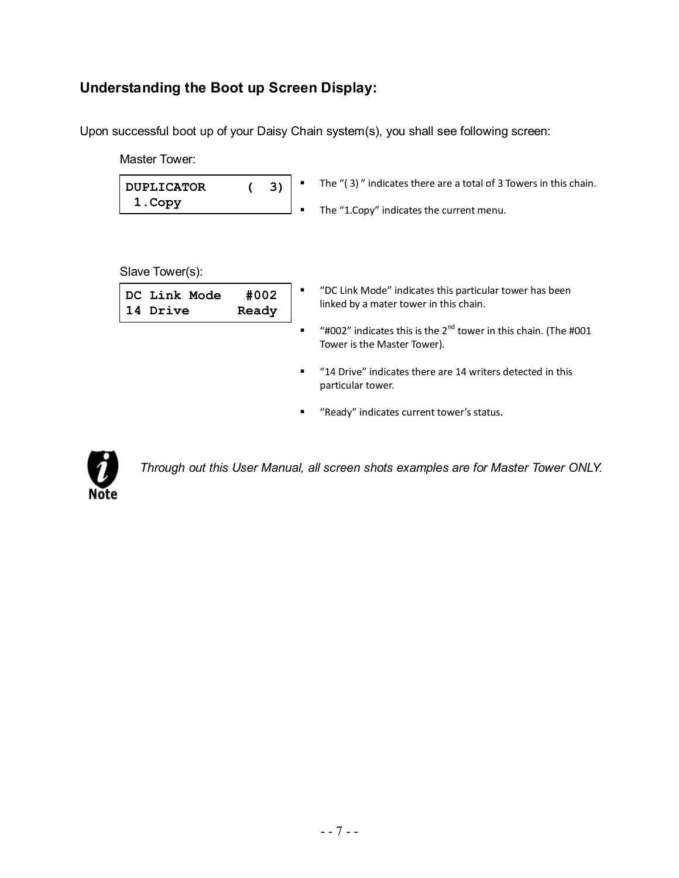## Understanding the Boot up Screen Display:

Upon successful boot up of your Daisy Chain system(s), you shall see following screen:

Master Tower:

```
DUPLICATOR      (  3)
 1.Copy
```

- The "( 3) " indicates there are a total of 3 Towers in this chain.
- The "1.Copy" indicates the current menu.

Slave Tower(s):

```
DC Link Mode   #002
14 Drive      Ready
```

- "DC Link Mode" indicates this particular tower has been linked by a mater tower in this chain.
- "#002" indicates this is the 2nd tower in this chain. (The #001 Tower is the Master Tower).
- "14 Drive" indicates there are 14 writers detected in this particular tower.
- "Ready" indicates current tower's status.

**Note:** *Through out this User Manual, all screen shots examples are for Master Tower ONLY.*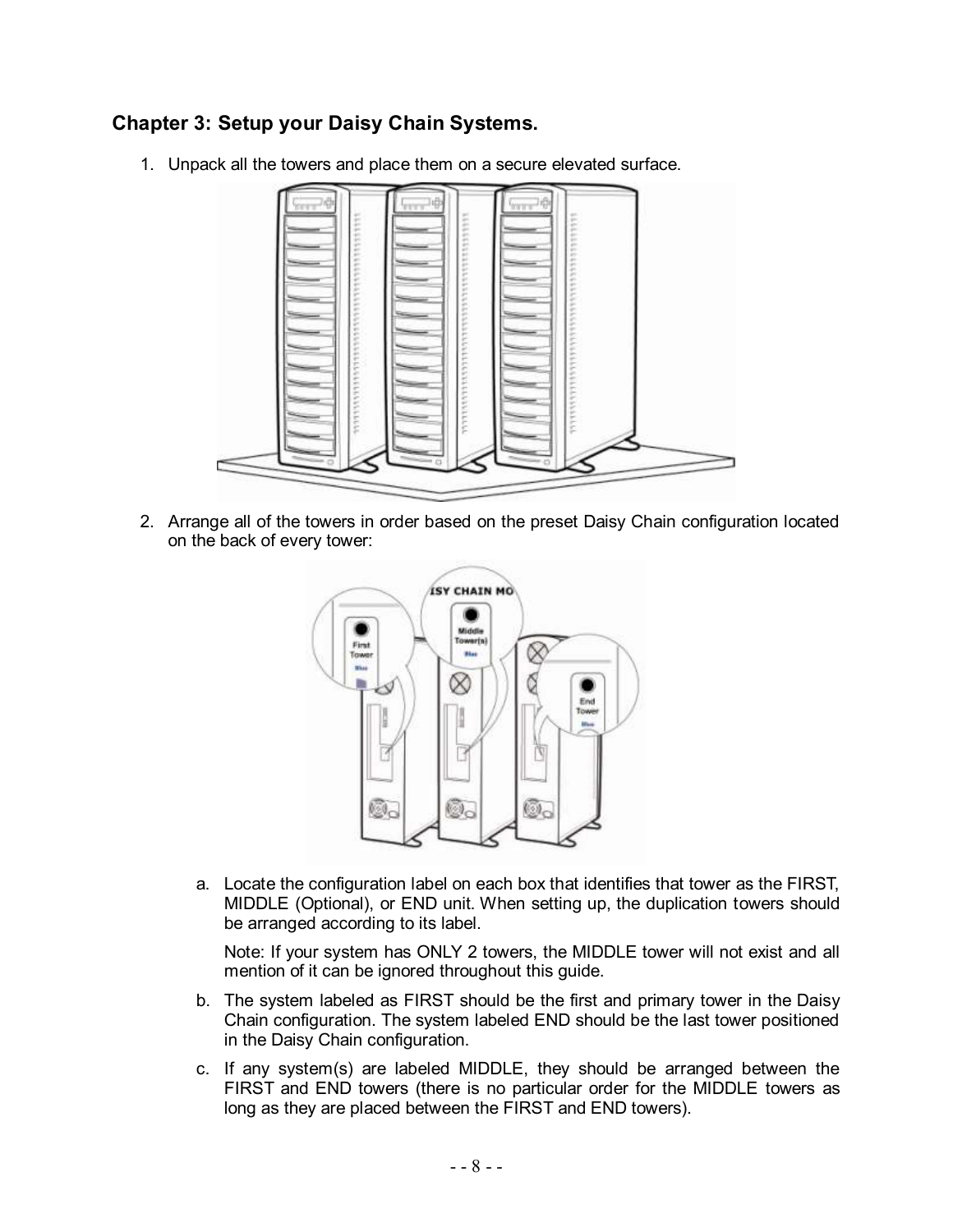## Chapter 3: Setup your Daisy Chain Systems.

1. Unpack all the towers and place them on a secure elevated surface.

2. Arrange all of the towers in order based on the preset Daisy Chain configuration located on the back of every tower:

   a. Locate the configuration label on each box that identifies that tower as the FIRST, MIDDLE (Optional), or END unit. When setting up, the duplication towers should be arranged according to its label.

      Note: If your system has ONLY 2 towers, the MIDDLE tower will not exist and all mention of it can be ignored throughout this guide.

   b. The system labeled as FIRST should be the first and primary tower in the Daisy Chain configuration. The system labeled END should be the last tower positioned in the Daisy Chain configuration.

   c. If any system(s) are labeled MIDDLE, they should be arranged between the FIRST and END towers (there is no particular order for the MIDDLE towers as long as they are placed between the FIRST and END towers).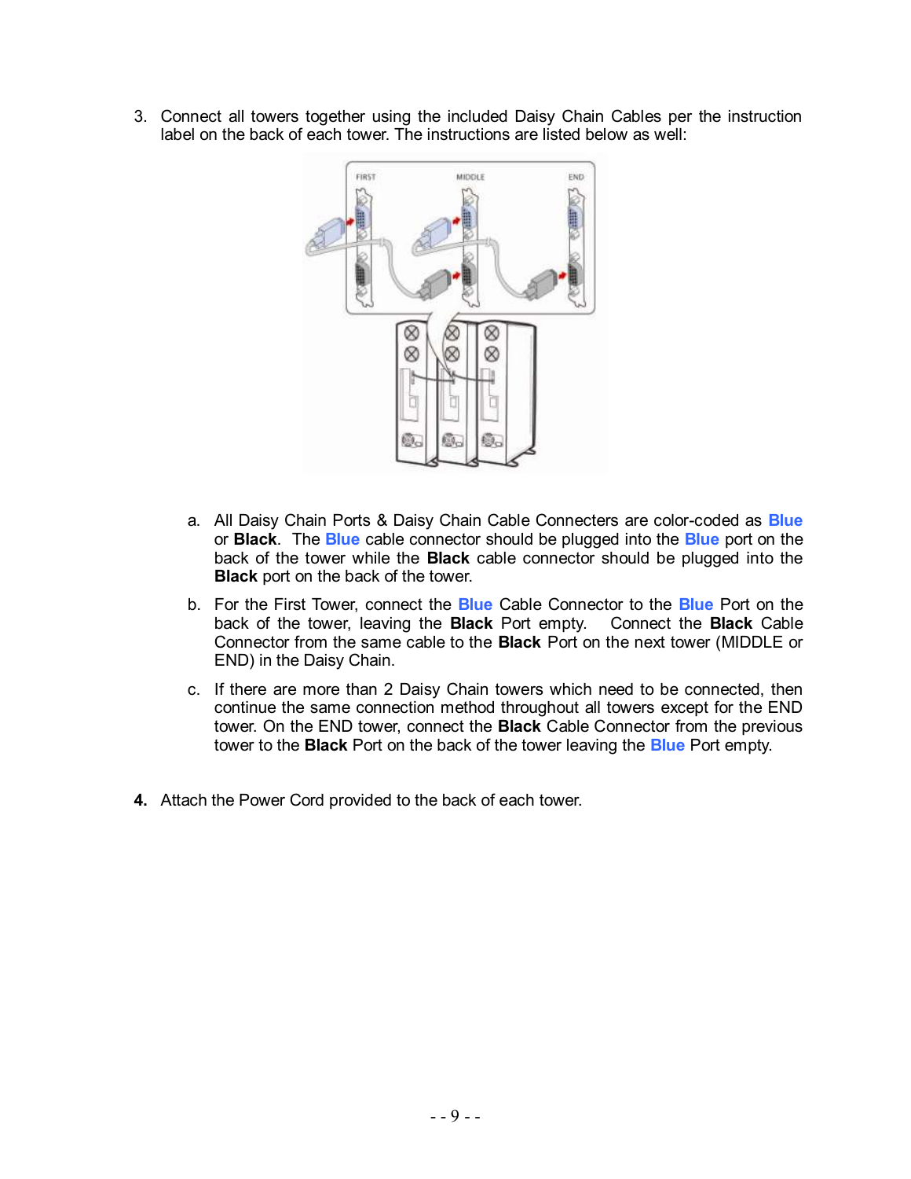3. Connect all towers together using the included Daisy Chain Cables per the instruction label on the back of each tower. The instructions are listed below as well:

   a. All Daisy Chain Ports & Daisy Chain Cable Connecters are color-coded as **Blue** or **Black**. The **Blue** cable connector should be plugged into the **Blue** port on the back of the tower while the **Black** cable connector should be plugged into the **Black** port on the back of the tower.

   b. For the First Tower, connect the **Blue** Cable Connector to the **Blue** Port on the back of the tower, leaving the **Black** Port empty. Connect the **Black** Cable Connector from the same cable to the **Black** Port on the next tower (MIDDLE or END) in the Daisy Chain.

   c. If there are more than 2 Daisy Chain towers which need to be connected, then continue the same connection method throughout all towers except for the END tower. On the END tower, connect the **Black** Cable Connector from the previous tower to the **Black** Port on the back of the tower leaving the **Blue** Port empty.

4. Attach the Power Cord provided to the back of each tower.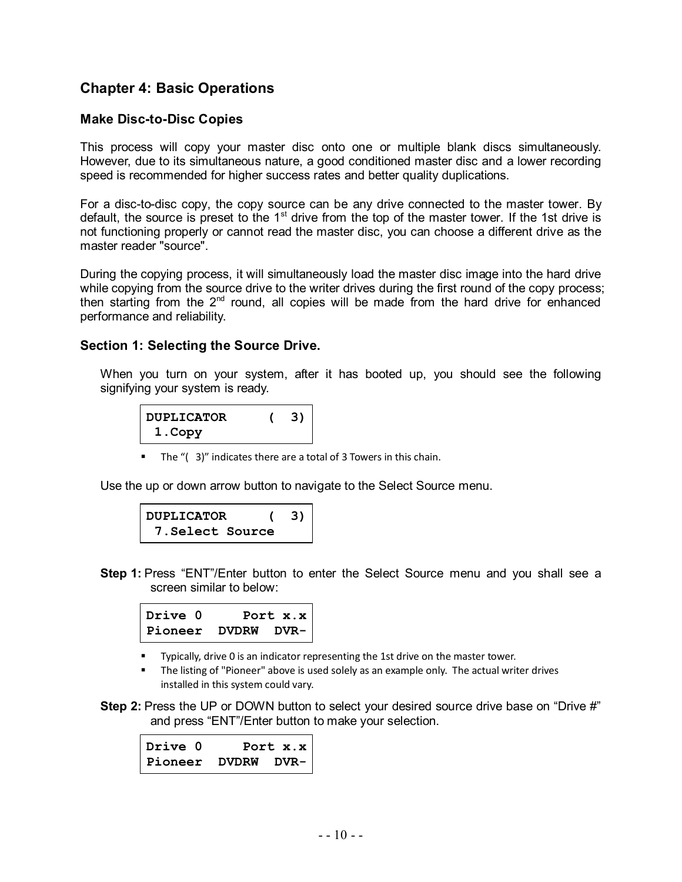## Chapter 4: Basic Operations

### Make Disc-to-Disc Copies

This process will copy your master disc onto one or multiple blank discs simultaneously. However, due to its simultaneous nature, a good conditioned master disc and a lower recording speed is recommended for higher success rates and better quality duplications.

For a disc-to-disc copy, the copy source can be any drive connected to the master tower. By default, the source is preset to the 1st drive from the top of the master tower. If the 1st drive is not functioning properly or cannot read the master disc, you can choose a different drive as the master reader "source".

During the copying process, it will simultaneously load the master disc image into the hard drive while copying from the source drive to the writer drives during the first round of the copy process; then starting from the 2nd round, all copies will be made from the hard drive for enhanced performance and reliability.

### Section 1: Selecting the Source Drive.

When you turn on your system, after it has booted up, you should see the following signifying your system is ready.

```
DUPLICATOR     (  3)
 1.Copy
```

- The "(  3)" indicates there are a total of 3 Towers in this chain.

Use the up or down arrow button to navigate to the Select Source menu.

```
DUPLICATOR     (  3)
 7.Select Source
```

**Step 1:** Press "ENT"/Enter button to enter the Select Source menu and you shall see a screen similar to below:

```
Drive 0     Port x.x
Pioneer  DVDRW  DVR-
```

- Typically, drive 0 is an indicator representing the 1st drive on the master tower.
- The listing of "Pioneer" above is used solely as an example only. The actual writer drives installed in this system could vary.

**Step 2:** Press the UP or DOWN button to select your desired source drive base on "Drive #" and press "ENT"/Enter button to make your selection.

```
Drive 0     Port x.x
Pioneer  DVDRW  DVR-
```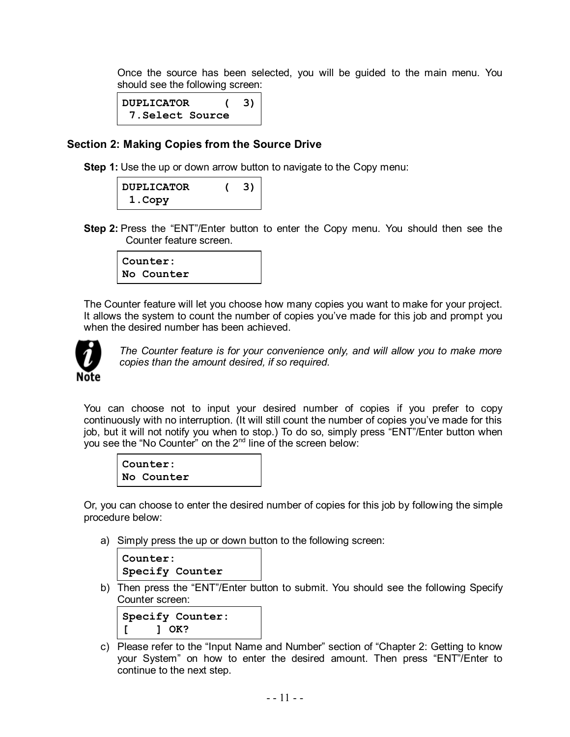Once the source has been selected, you will be guided to the main menu. You should see the following screen:

```
DUPLICATOR      (  3)
 7.Select Source
```

### Section 2: Making Copies from the Source Drive

**Step 1:** Use the up or down arrow button to navigate to the Copy menu:

```
DUPLICATOR      (  3)
 1.Copy
```

**Step 2:** Press the "ENT"/Enter button to enter the Copy menu. You should then see the Counter feature screen.

```
Counter:
No Counter
```

The Counter feature will let you choose how many copies you want to make for your project. It allows the system to count the number of copies you've made for this job and prompt you when the desired number has been achieved.

**Note**

*The Counter feature is for your convenience only, and will allow you to make more copies than the amount desired, if so required.*

You can choose not to input your desired number of copies if you prefer to copy continuously with no interruption. (It will still count the number of copies you've made for this job, but it will not notify you when to stop.) To do so, simply press "ENT"/Enter button when you see the "No Counter" on the 2nd line of the screen below:

```
Counter:
No Counter
```

Or, you can choose to enter the desired number of copies for this job by following the simple procedure below:

a) Simply press the up or down button to the following screen:

```
Counter:
Specify Counter
```

b) Then press the "ENT"/Enter button to submit. You should see the following Specify Counter screen:

```
Specify Counter:
[     ] OK?
```

c) Please refer to the "Input Name and Number" section of "Chapter 2: Getting to know your System" on how to enter the desired amount. Then press "ENT"/Enter to continue to the next step.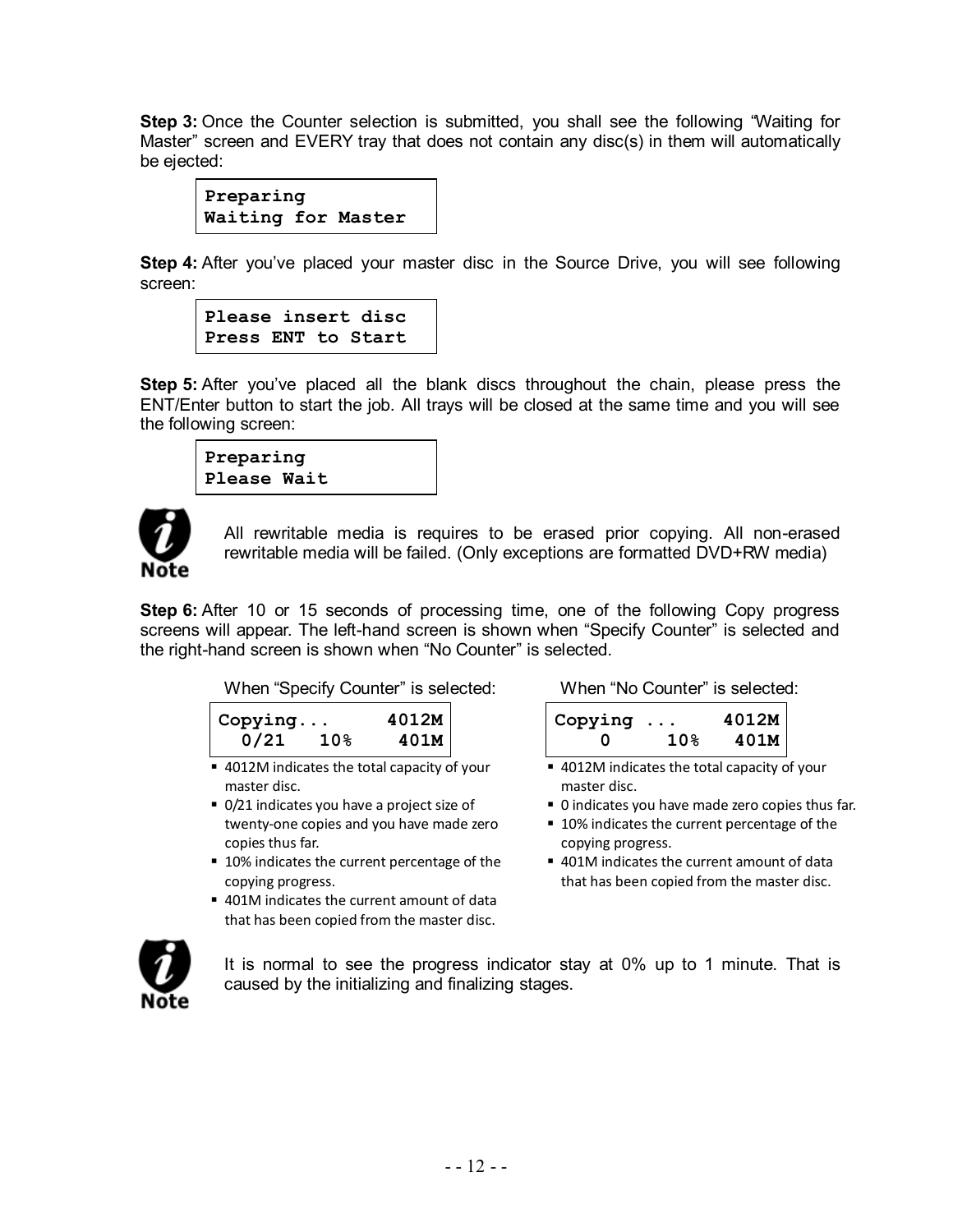**Step 3:** Once the Counter selection is submitted, you shall see the following "Waiting for Master" screen and EVERY tray that does not contain any disc(s) in them will automatically be ejected:

```
Preparing
Waiting for Master
```

**Step 4:** After you've placed your master disc in the Source Drive, you will see following screen:

```
Please insert disc
Press ENT to Start
```

**Step 5:** After you've placed all the blank discs throughout the chain, please press the ENT/Enter button to start the job. All trays will be closed at the same time and you will see the following screen:

```
Preparing
Please Wait
```

**Note:** All rewritable media is requires to be erased prior copying. All non-erased rewritable media will be failed. (Only exceptions are formatted DVD+RW media)

**Step 6:** After 10 or 15 seconds of processing time, one of the following Copy progress screens will appear. The left-hand screen is shown when "Specify Counter" is selected and the right-hand screen is shown when "No Counter" is selected.

When "Specify Counter" is selected:

```
Copying...      4012M
  0/21   10%     401M
```

- 4012M indicates the total capacity of your master disc.
- 0/21 indicates you have a project size of twenty-one copies and you have made zero copies thus far.
- 10% indicates the current percentage of the copying progress.
- 401M indicates the current amount of data that has been copied from the master disc.

When "No Counter" is selected:

```
Copying ...     4012M
    0      10%   401M
```

- 4012M indicates the total capacity of your master disc.
- 0 indicates you have made zero copies thus far.
- 10% indicates the current percentage of the copying progress.
- 401M indicates the current amount of data that has been copied from the master disc.

**Note:** It is normal to see the progress indicator stay at 0% up to 1 minute. That is caused by the initializing and finalizing stages.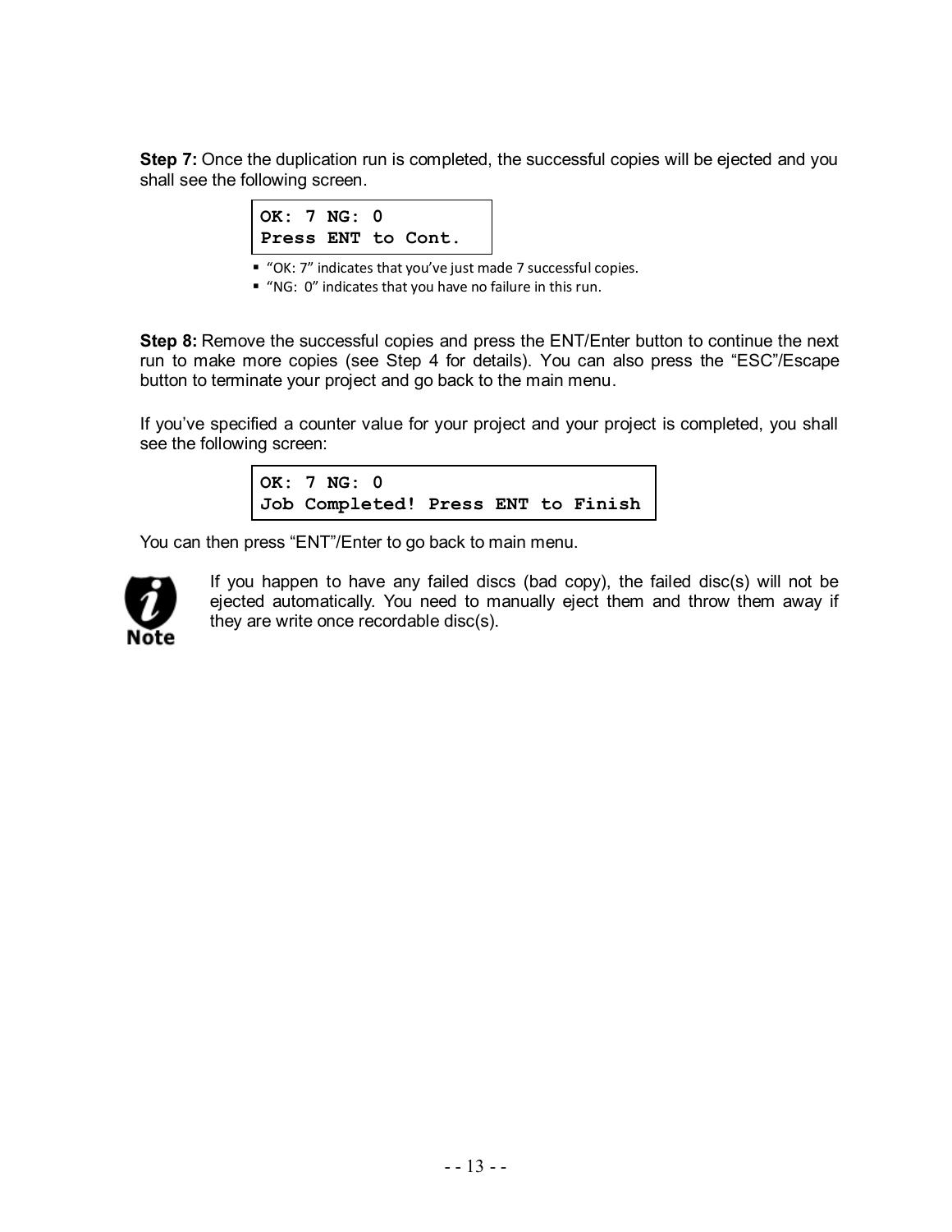**Step 7:** Once the duplication run is completed, the successful copies will be ejected and you shall see the following screen.

```
OK: 7 NG: 0
Press ENT to Cont.
```

- "OK: 7" indicates that you've just made 7 successful copies.
- "NG: 0" indicates that you have no failure in this run.

**Step 8:** Remove the successful copies and press the ENT/Enter button to continue the next run to make more copies (see Step 4 for details). You can also press the "ESC"/Escape button to terminate your project and go back to the main menu.

If you've specified a counter value for your project and your project is completed, you shall see the following screen:

```
OK: 7 NG: 0
Job Completed! Press ENT to Finish
```

You can then press "ENT"/Enter to go back to main menu.

**Note:** If you happen to have any failed discs (bad copy), the failed disc(s) will not be ejected automatically. You need to manually eject them and throw them away if they are write once recordable disc(s).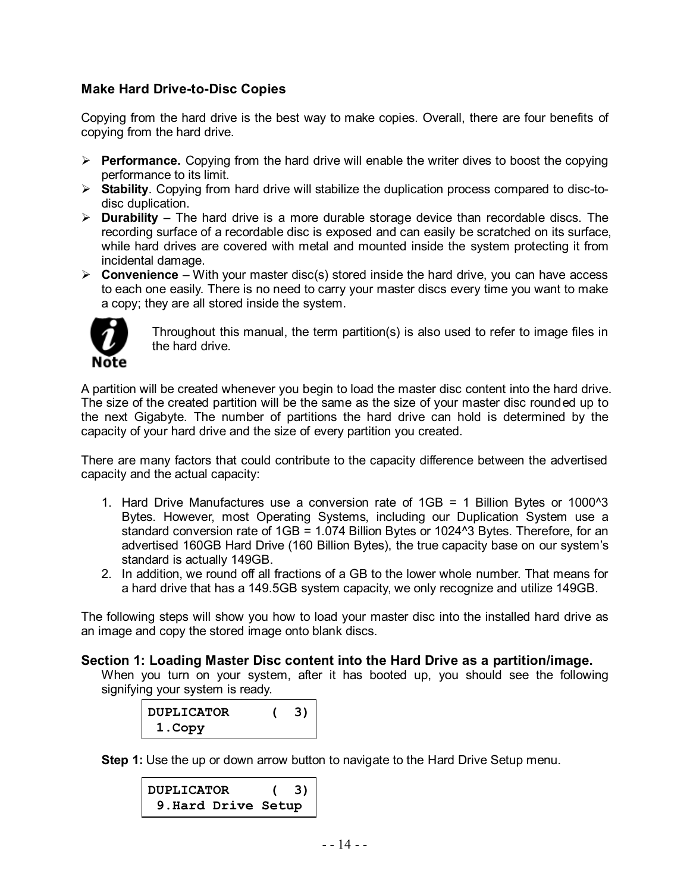### Make Hard Drive-to-Disc Copies

Copying from the hard drive is the best way to make copies. Overall, there are four benefits of copying from the hard drive.

- **Performance.** Copying from the hard drive will enable the writer dives to boost the copying performance to its limit.
- **Stability**. Copying from hard drive will stabilize the duplication process compared to disc-to-disc duplication.
- **Durability** – The hard drive is a more durable storage device than recordable discs. The recording surface of a recordable disc is exposed and can easily be scratched on its surface, while hard drives are covered with metal and mounted inside the system protecting it from incidental damage.
- **Convenience** – With your master disc(s) stored inside the hard drive, you can have access to each one easily. There is no need to carry your master discs every time you want to make a copy; they are all stored inside the system.

**Note:** Throughout this manual, the term partition(s) is also used to refer to image files in the hard drive.

A partition will be created whenever you begin to load the master disc content into the hard drive. The size of the created partition will be the same as the size of your master disc rounded up to the next Gigabyte. The number of partitions the hard drive can hold is determined by the capacity of your hard drive and the size of every partition you created.

There are many factors that could contribute to the capacity difference between the advertised capacity and the actual capacity:

1. Hard Drive Manufactures use a conversion rate of 1GB = 1 Billion Bytes or 1000^3 Bytes. However, most Operating Systems, including our Duplication System use a standard conversion rate of 1GB = 1.074 Billion Bytes or 1024^3 Bytes. Therefore, for an advertised 160GB Hard Drive (160 Billion Bytes), the true capacity base on our system's standard is actually 149GB.
2. In addition, we round off all fractions of a GB to the lower whole number. That means for a hard drive that has a 149.5GB system capacity, we only recognize and utilize 149GB.

The following steps will show you how to load your master disc into the installed hard drive as an image and copy the stored image onto blank discs.

#### Section 1: Loading Master Disc content into the Hard Drive as a partition/image.

When you turn on your system, after it has booted up, you should see the following signifying your system is ready.

```
DUPLICATOR     (  3)
 1.Copy
```

**Step 1:** Use the up or down arrow button to navigate to the Hard Drive Setup menu.

```
DUPLICATOR     (  3)
 9.Hard Drive Setup
```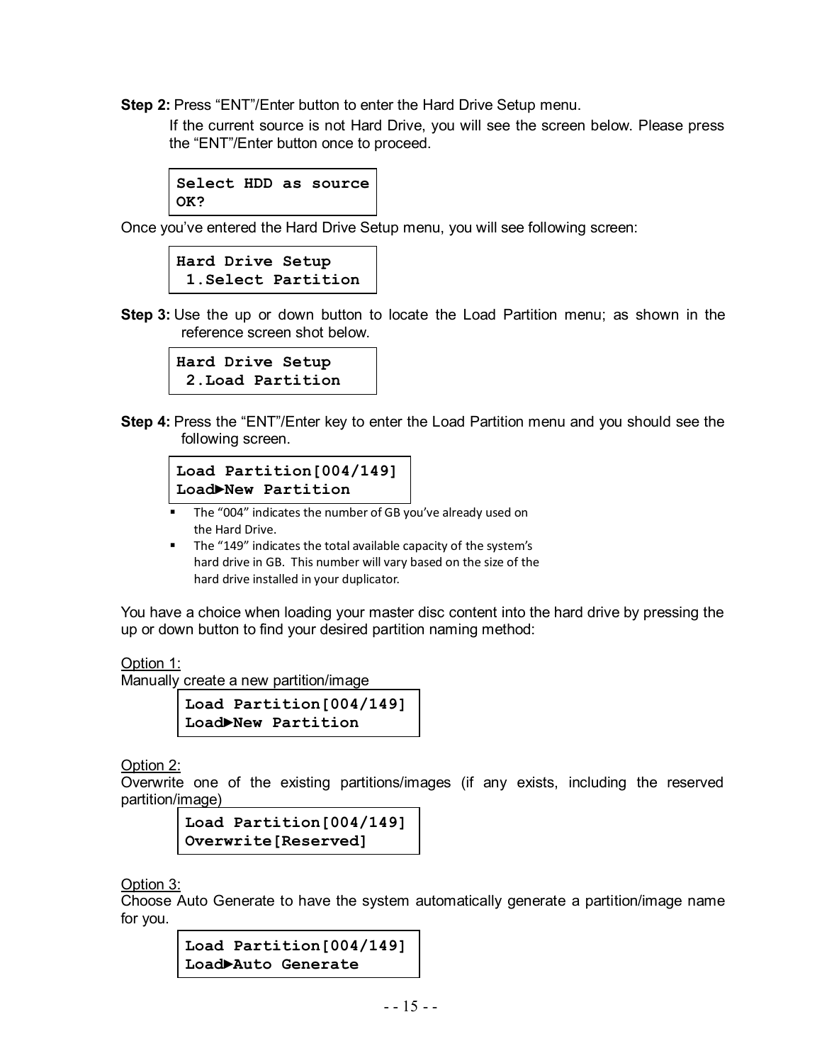**Step 2:** Press “ENT”/Enter button to enter the Hard Drive Setup menu.

If the current source is not Hard Drive, you will see the screen below. Please press the “ENT”/Enter button once to proceed.

```
Select HDD as source
OK?
```

Once you’ve entered the Hard Drive Setup menu, you will see following screen:

```
Hard Drive Setup
 1.Select Partition
```

**Step 3:** Use the up or down button to locate the Load Partition menu; as shown in the reference screen shot below.

```
Hard Drive Setup
 2.Load Partition
```

**Step 4:** Press the “ENT”/Enter key to enter the Load Partition menu and you should see the following screen.

```
Load Partition[004/149]
Load►New Partition
```

- The “004” indicates the number of GB you’ve already used on the Hard Drive.
- The “149” indicates the total available capacity of the system’s hard drive in GB. This number will vary based on the size of the hard drive installed in your duplicator.

You have a choice when loading your master disc content into the hard drive by pressing the up or down button to find your desired partition naming method:

Option 1:

Manually create a new partition/image

```
Load Partition[004/149]
Load►New Partition
```

Option 2:

Overwrite one of the existing partitions/images (if any exists, including the reserved partition/image)

```
Load Partition[004/149]
Overwrite[Reserved]
```

Option 3:

Choose Auto Generate to have the system automatically generate a partition/image name for you.

```
Load Partition[004/149]
Load►Auto Generate
```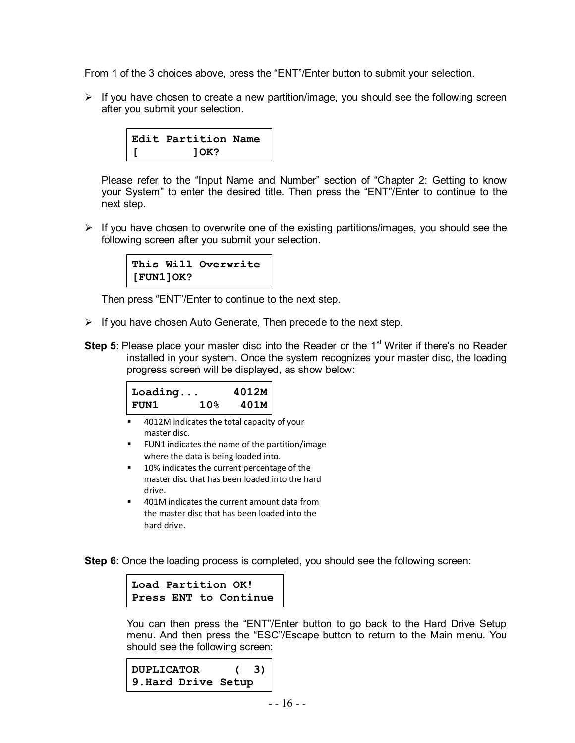From 1 of the 3 choices above, press the "ENT"/Enter button to submit your selection.

- If you have chosen to create a new partition/image, you should see the following screen after you submit your selection.

```
Edit Partition Name
[         ]OK?
```

  Please refer to the "Input Name and Number" section of "Chapter 2: Getting to know your System" to enter the desired title. Then press the "ENT"/Enter to continue to the next step.

- If you have chosen to overwrite one of the existing partitions/images, you should see the following screen after you submit your selection.

```
This Will Overwrite
[FUN1]OK?
```

  Then press "ENT"/Enter to continue to the next step.

- If you have chosen Auto Generate, Then precede to the next step.

**Step 5:** Please place your master disc into the Reader or the 1st Writer if there's no Reader installed in your system. Once the system recognizes your master disc, the loading progress screen will be displayed, as show below:

```
Loading...      4012M
FUN1      10%    401M
```

- 4012M indicates the total capacity of your master disc.
- FUN1 indicates the name of the partition/image where the data is being loaded into.
- 10% indicates the current percentage of the master disc that has been loaded into the hard drive.
- 401M indicates the current amount data from the master disc that has been loaded into the hard drive.

**Step 6:** Once the loading process is completed, you should see the following screen:

```
Load Partition OK!
Press ENT to Continue
```

You can then press the "ENT"/Enter button to go back to the Hard Drive Setup menu. And then press the "ESC"/Escape button to return to the Main menu. You should see the following screen:

```
DUPLICATOR      (  3)
9.Hard Drive Setup
```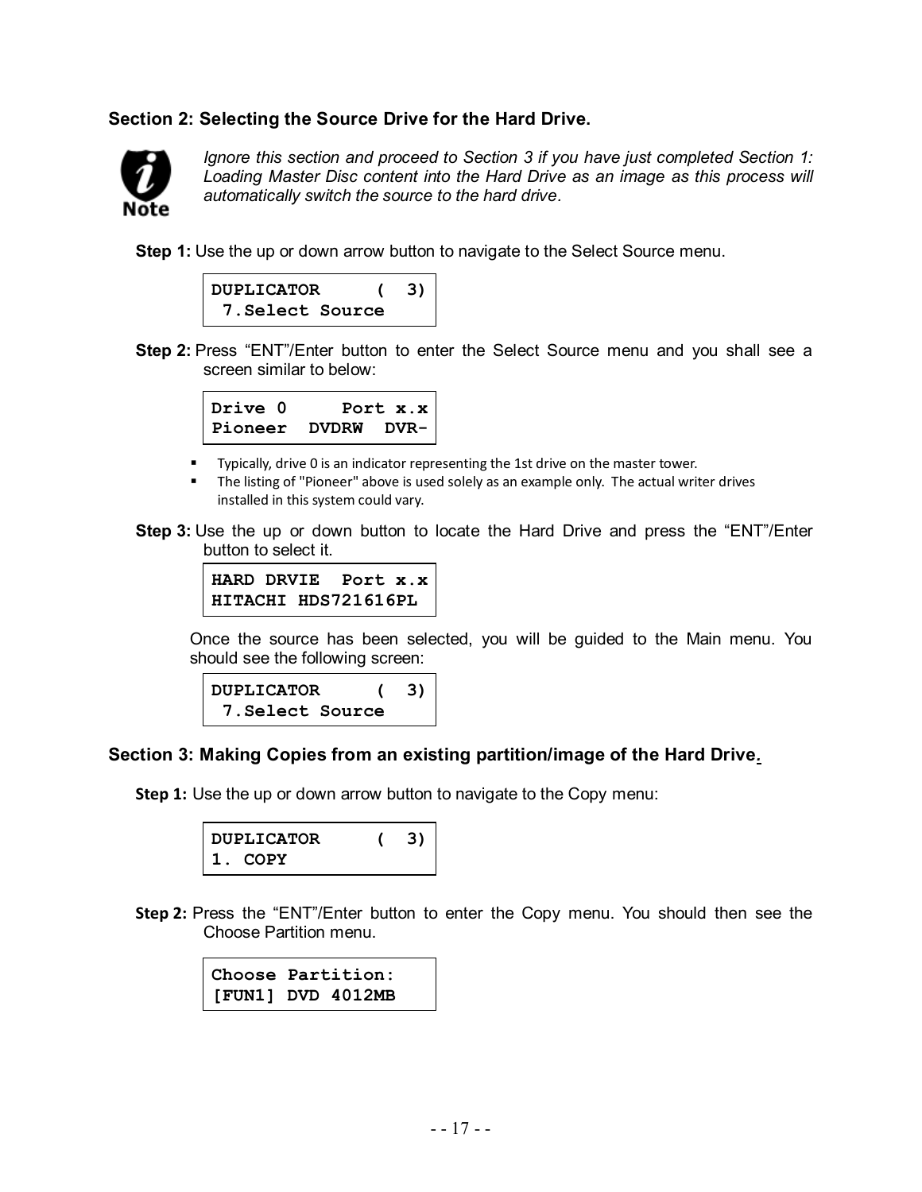## Section 2: Selecting the Source Drive for the Hard Drive.

*Ignore this section and proceed to Section 3 if you have just completed Section 1: Loading Master Disc content into the Hard Drive as an image as this process will automatically switch the source to the hard drive.*

**Step 1:** Use the up or down arrow button to navigate to the Select Source menu.

```
DUPLICATOR     (  3)
 7.Select Source
```

**Step 2:** Press "ENT"/Enter button to enter the Select Source menu and you shall see a screen similar to below:

```
Drive 0     Port x.x
Pioneer  DVDRW  DVR-
```

- Typically, drive 0 is an indicator representing the 1st drive on the master tower.
- The listing of "Pioneer" above is used solely as an example only. The actual writer drives installed in this system could vary.

**Step 3:** Use the up or down button to locate the Hard Drive and press the "ENT"/Enter button to select it.

```
HARD DRVIE  Port x.x
HITACHI HDS721616PL
```

Once the source has been selected, you will be guided to the Main menu. You should see the following screen:

```
DUPLICATOR     (  3)
 7.Select Source
```

## Section 3: Making Copies from an existing partition/image of the Hard Drive.

**Step 1:** Use the up or down arrow button to navigate to the Copy menu:

```
DUPLICATOR     (  3)
1. COPY
```

**Step 2:** Press the "ENT"/Enter button to enter the Copy menu. You should then see the Choose Partition menu.

```
Choose Partition:
[FUN1] DVD 4012MB
```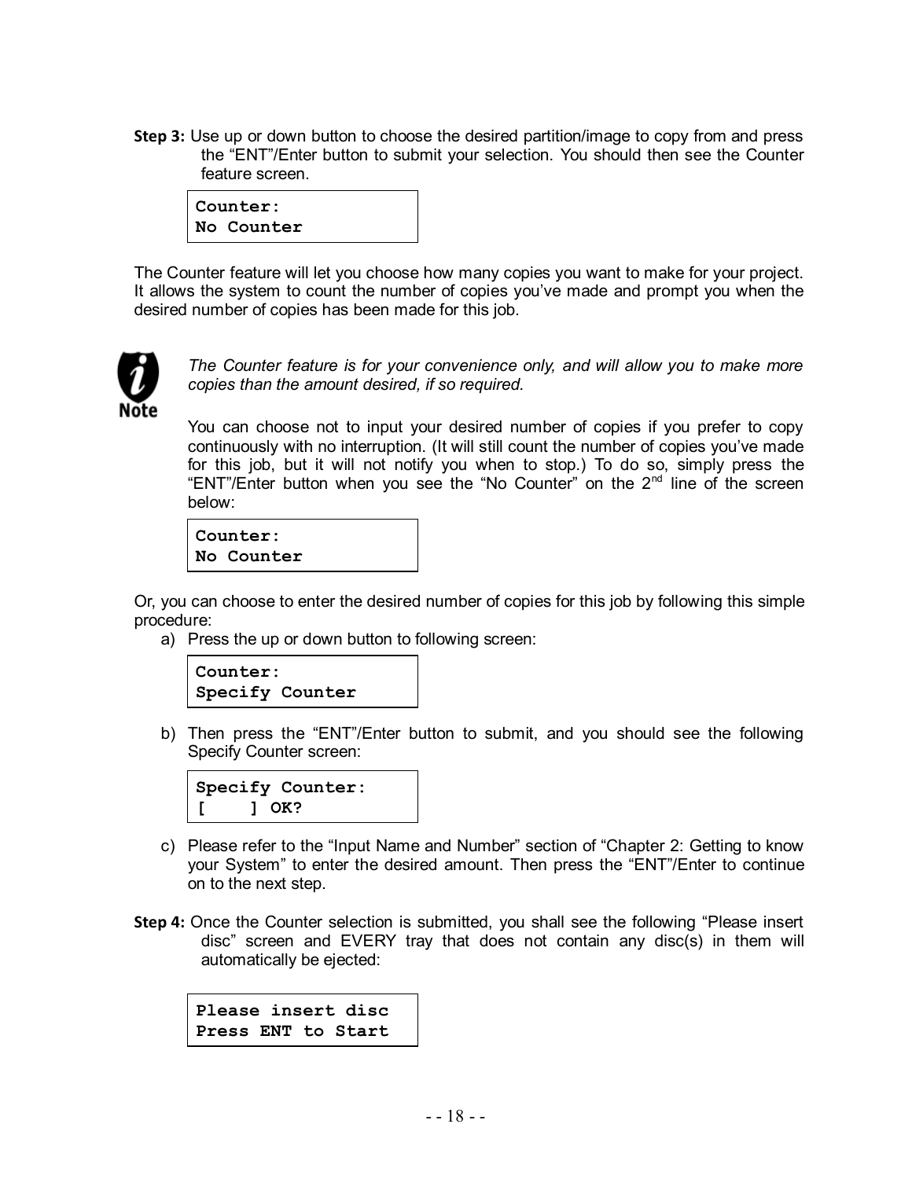**Step 3:** Use up or down button to choose the desired partition/image to copy from and press the "ENT"/Enter button to submit your selection. You should then see the Counter feature screen.

```
Counter:
No Counter
```

The Counter feature will let you choose how many copies you want to make for your project. It allows the system to count the number of copies you've made and prompt you when the desired number of copies has been made for this job.

**Note**

*The Counter feature is for your convenience only, and will allow you to make more copies than the amount desired, if so required.*

You can choose not to input your desired number of copies if you prefer to copy continuously with no interruption. (It will still count the number of copies you've made for this job, but it will not notify you when to stop.) To do so, simply press the "ENT"/Enter button when you see the "No Counter" on the 2nd line of the screen below:

```
Counter:
No Counter
```

Or, you can choose to enter the desired number of copies for this job by following this simple procedure:

a) Press the up or down button to following screen:

```
Counter:
Specify Counter
```

b) Then press the "ENT"/Enter button to submit, and you should see the following Specify Counter screen:

```
Specify Counter:
[    ] OK?
```

c) Please refer to the "Input Name and Number" section of "Chapter 2: Getting to know your System" to enter the desired amount. Then press the "ENT"/Enter to continue on to the next step.

**Step 4:** Once the Counter selection is submitted, you shall see the following "Please insert disc" screen and EVERY tray that does not contain any disc(s) in them will automatically be ejected:

```
Please insert disc
Press ENT to Start
```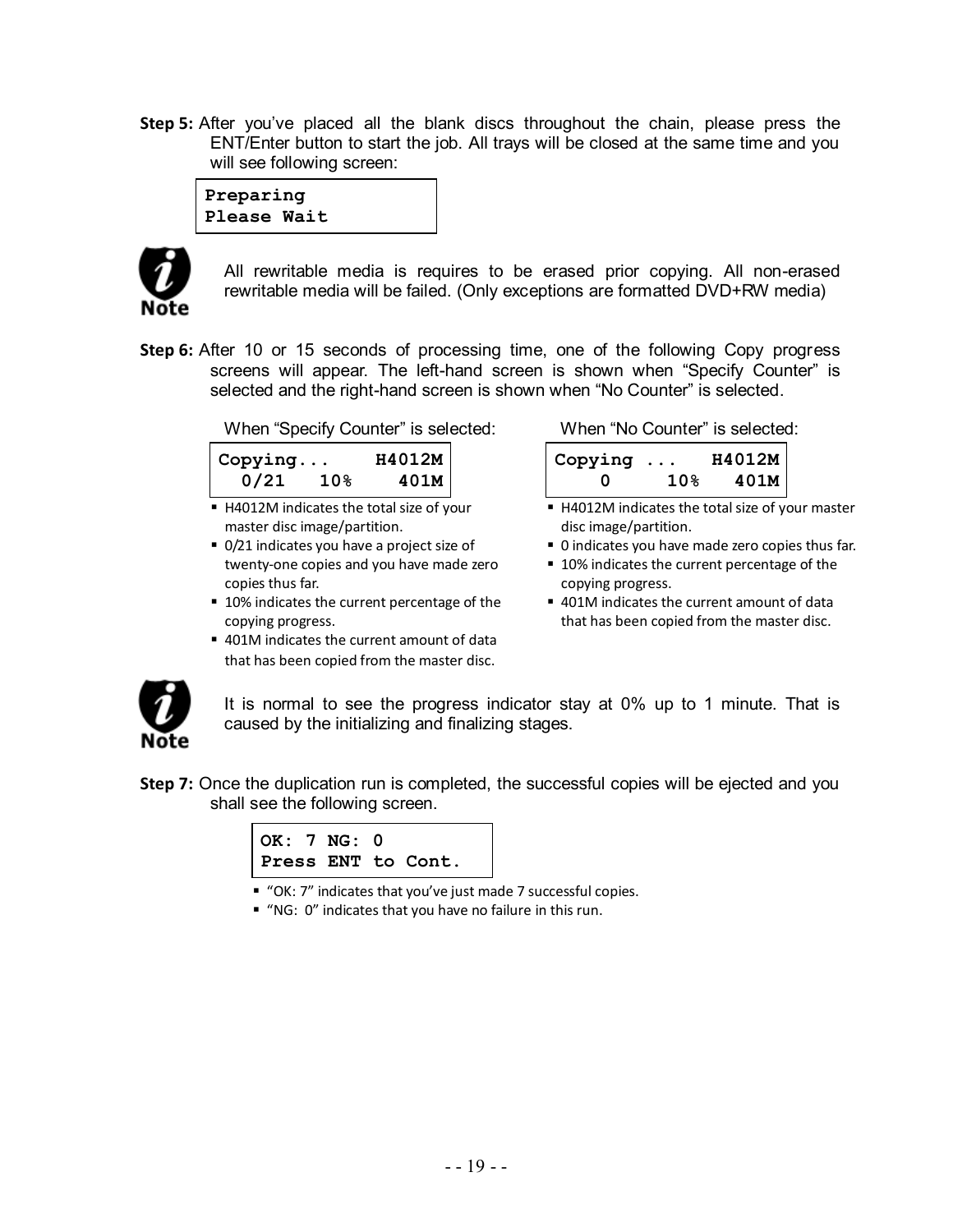**Step 5:** After you've placed all the blank discs throughout the chain, please press the ENT/Enter button to start the job. All trays will be closed at the same time and you will see following screen:

```
Preparing
Please Wait
```

**Note:** All rewritable media is requires to be erased prior copying. All non-erased rewritable media will be failed. (Only exceptions are formatted DVD+RW media)

**Step 6:** After 10 or 15 seconds of processing time, one of the following Copy progress screens will appear. The left-hand screen is shown when "Specify Counter" is selected and the right-hand screen is shown when "No Counter" is selected.

When "Specify Counter" is selected:

```
Copying...     H4012M
  0/21   10%    401M
```

- H4012M indicates the total size of your master disc image/partition.
- 0/21 indicates you have a project size of twenty-one copies and you have made zero copies thus far.
- 10% indicates the current percentage of the copying progress.
- 401M indicates the current amount of data that has been copied from the master disc.

When "No Counter" is selected:

```
Copying ...    H4012M
    0     10%   401M
```

- H4012M indicates the total size of your master disc image/partition.
- 0 indicates you have made zero copies thus far.
- 10% indicates the current percentage of the copying progress.
- 401M indicates the current amount of data that has been copied from the master disc.

**Note:** It is normal to see the progress indicator stay at 0% up to 1 minute. That is caused by the initializing and finalizing stages.

**Step 7:** Once the duplication run is completed, the successful copies will be ejected and you shall see the following screen.

```
OK: 7 NG: 0
Press ENT to Cont.
```

- "OK: 7" indicates that you've just made 7 successful copies.
- "NG: 0" indicates that you have no failure in this run.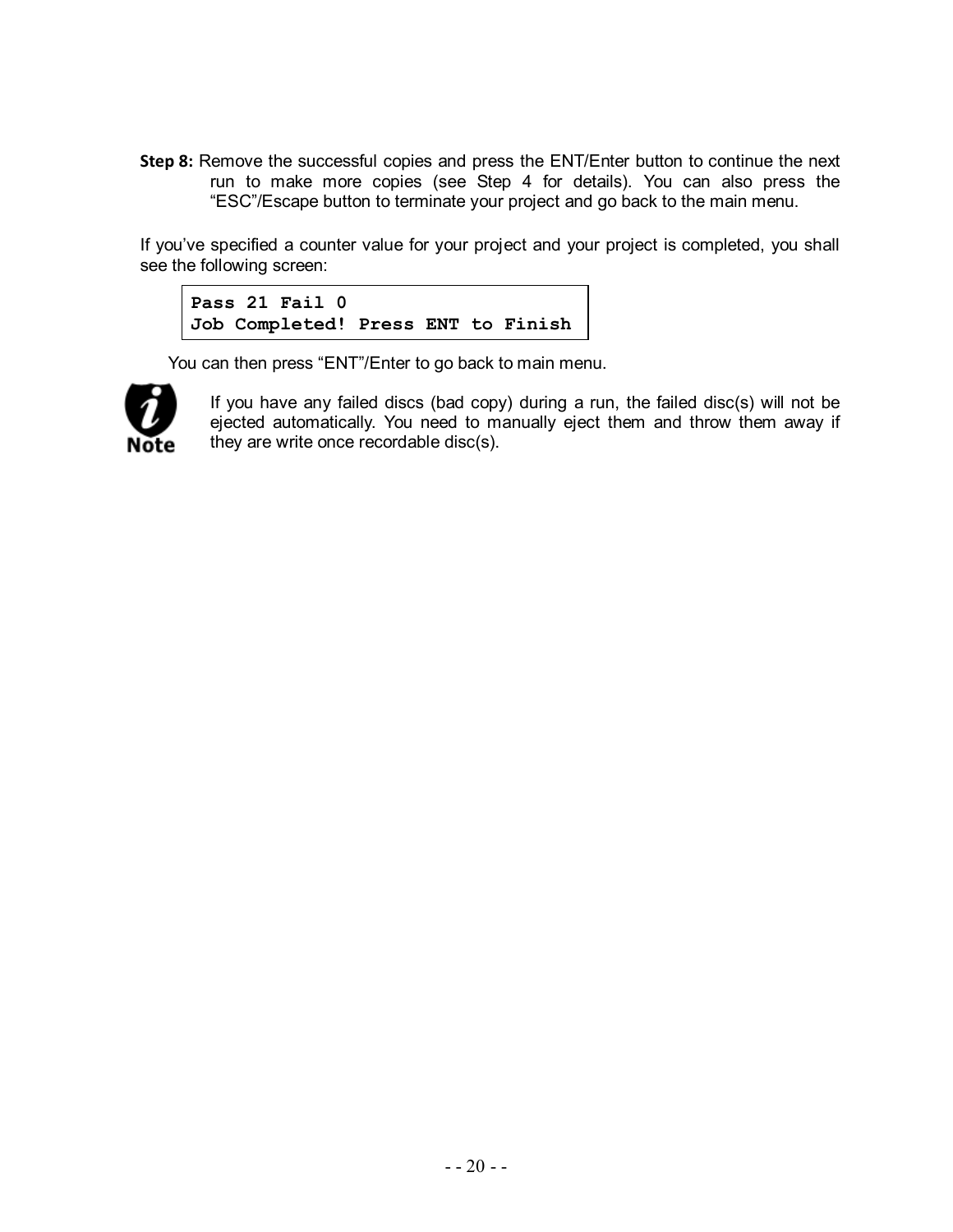**Step 8:** Remove the successful copies and press the ENT/Enter button to continue the next run to make more copies (see Step 4 for details). You can also press the "ESC"/Escape button to terminate your project and go back to the main menu.

If you've specified a counter value for your project and your project is completed, you shall see the following screen:

```
Pass 21 Fail 0
Job Completed! Press ENT to Finish
```

You can then press "ENT"/Enter to go back to main menu.

**Note:** If you have any failed discs (bad copy) during a run, the failed disc(s) will not be ejected automatically. You need to manually eject them and throw them away if they are write once recordable disc(s).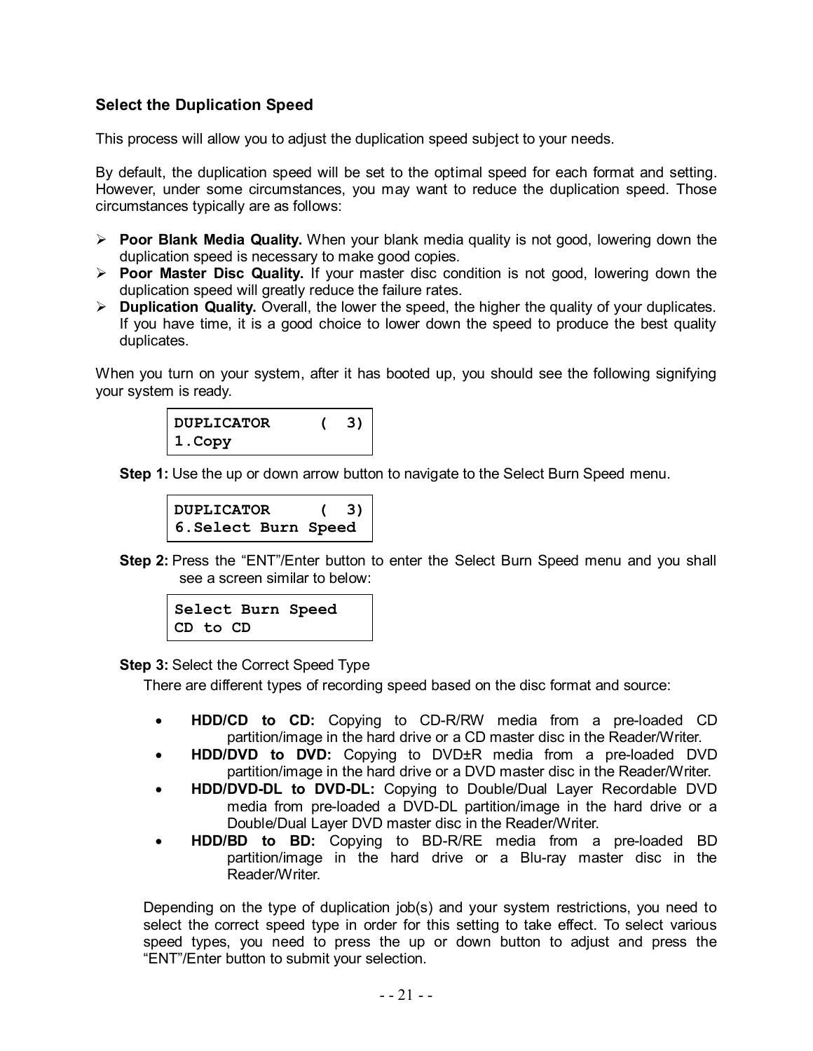### Select the Duplication Speed

This process will allow you to adjust the duplication speed subject to your needs.

By default, the duplication speed will be set to the optimal speed for each format and setting. However, under some circumstances, you may want to reduce the duplication speed. Those circumstances typically are as follows:

- **Poor Blank Media Quality.** When your blank media quality is not good, lowering down the duplication speed is necessary to make good copies.
- **Poor Master Disc Quality.** If your master disc condition is not good, lowering down the duplication speed will greatly reduce the failure rates.
- **Duplication Quality.** Overall, the lower the speed, the higher the quality of your duplicates. If you have time, it is a good choice to lower down the speed to produce the best quality duplicates.

When you turn on your system, after it has booted up, you should see the following signifying your system is ready.

```
DUPLICATOR      (  3)
1.Copy
```

**Step 1:** Use the up or down arrow button to navigate to the Select Burn Speed menu.

```
DUPLICATOR      (  3)
6.Select Burn Speed
```

**Step 2:** Press the "ENT"/Enter button to enter the Select Burn Speed menu and you shall see a screen similar to below:

```
Select Burn Speed
CD to CD
```

**Step 3:** Select the Correct Speed Type

There are different types of recording speed based on the disc format and source:

- **HDD/CD to CD:** Copying to CD-R/RW media from a pre-loaded CD partition/image in the hard drive or a CD master disc in the Reader/Writer.
- **HDD/DVD to DVD:** Copying to DVD±R media from a pre-loaded DVD partition/image in the hard drive or a DVD master disc in the Reader/Writer.
- **HDD/DVD-DL to DVD-DL:** Copying to Double/Dual Layer Recordable DVD media from pre-loaded a DVD-DL partition/image in the hard drive or a Double/Dual Layer DVD master disc in the Reader/Writer.
- **HDD/BD to BD:** Copying to BD-R/RE media from a pre-loaded BD partition/image in the hard drive or a Blu-ray master disc in the Reader/Writer.

Depending on the type of duplication job(s) and your system restrictions, you need to select the correct speed type in order for this setting to take effect. To select various speed types, you need to press the up or down button to adjust and press the "ENT"/Enter button to submit your selection.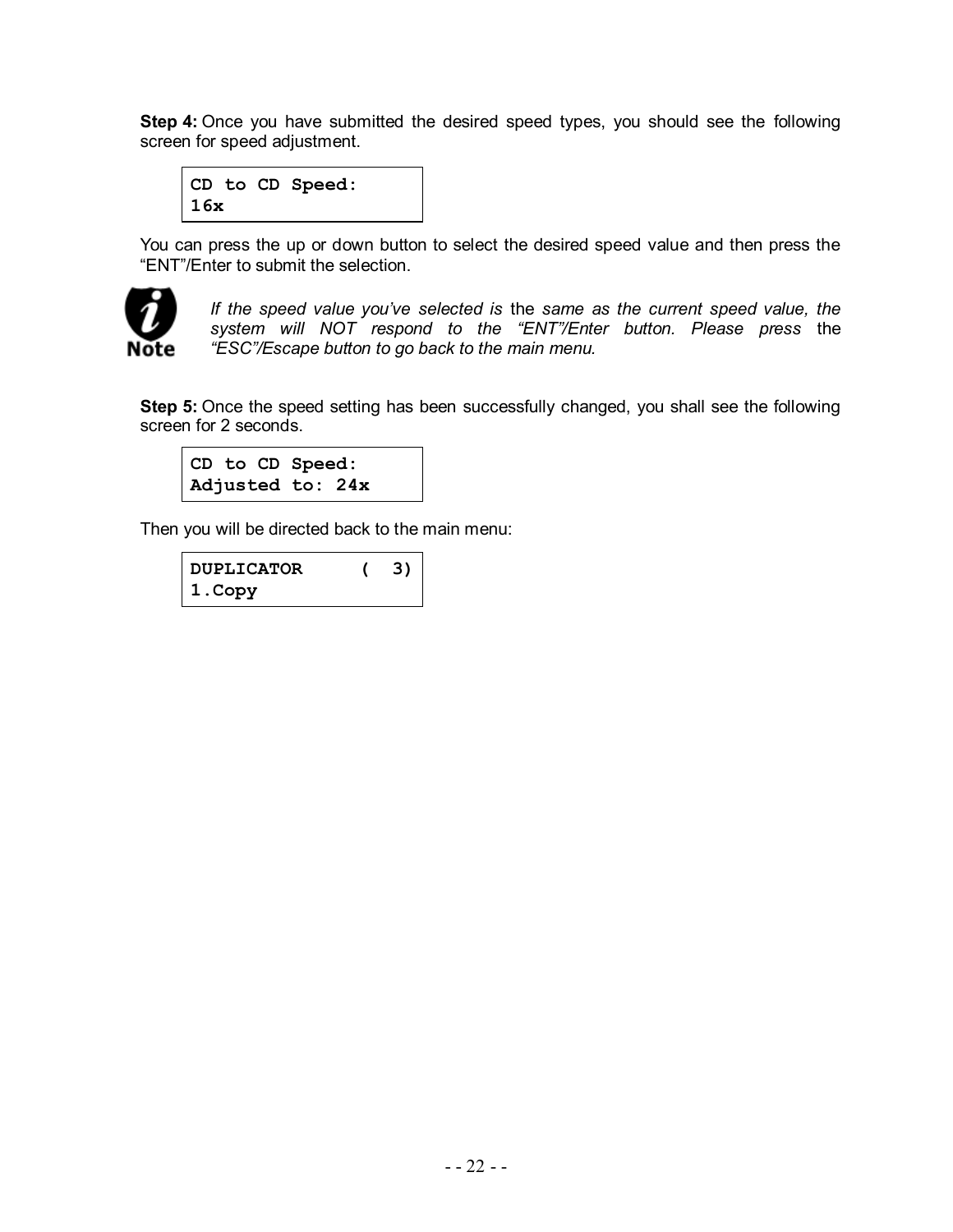**Step 4:** Once you have submitted the desired speed types, you should see the following screen for speed adjustment.

```
CD to CD Speed:
16x
```

You can press the up or down button to select the desired speed value and then press the "ENT"/Enter to submit the selection.

**Note:** *If the speed value you've selected is* the *same as the current speed value, the system will NOT respond to the "ENT"/Enter button. Please press* the *"ESC"/Escape button to go back to the main menu.*

**Step 5:** Once the speed setting has been successfully changed, you shall see the following screen for 2 seconds.

```
CD to CD Speed:
Adjusted to: 24x
```

Then you will be directed back to the main menu:

```
DUPLICATOR     (  3)
1.Copy
```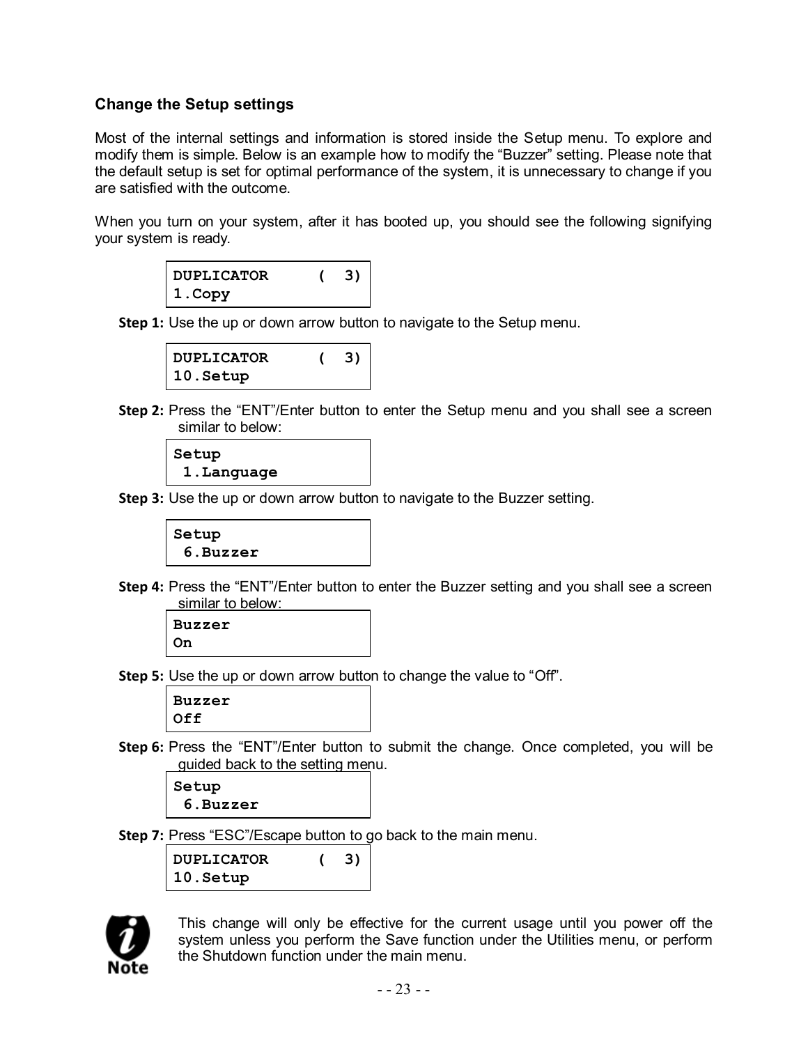## Change the Setup settings

Most of the internal settings and information is stored inside the Setup menu. To explore and modify them is simple. Below is an example how to modify the "Buzzer" setting. Please note that the default setup is set for optimal performance of the system, it is unnecessary to change if you are satisfied with the outcome.

When you turn on your system, after it has booted up, you should see the following signifying your system is ready.

```
DUPLICATOR      (  3)
1.Copy
```

**Step 1:** Use the up or down arrow button to navigate to the Setup menu.

```
DUPLICATOR      (  3)
10.Setup
```

**Step 2:** Press the "ENT"/Enter button to enter the Setup menu and you shall see a screen similar to below:

```
Setup
 1.Language
```

**Step 3:** Use the up or down arrow button to navigate to the Buzzer setting.

```
Setup
 6.Buzzer
```

**Step 4:** Press the "ENT"/Enter button to enter the Buzzer setting and you shall see a screen similar to below:

```
Buzzer
On
```

**Step 5:** Use the up or down arrow button to change the value to "Off".

```
Buzzer
Off
```

**Step 6:** Press the "ENT"/Enter button to submit the change. Once completed, you will be guided back to the setting menu.

```
Setup
 6.Buzzer
```

**Step 7:** Press "ESC"/Escape button to go back to the main menu.

```
DUPLICATOR      (  3)
10.Setup
```

**Note:** This change will only be effective for the current usage until you power off the system unless you perform the Save function under the Utilities menu, or perform the Shutdown function under the main menu.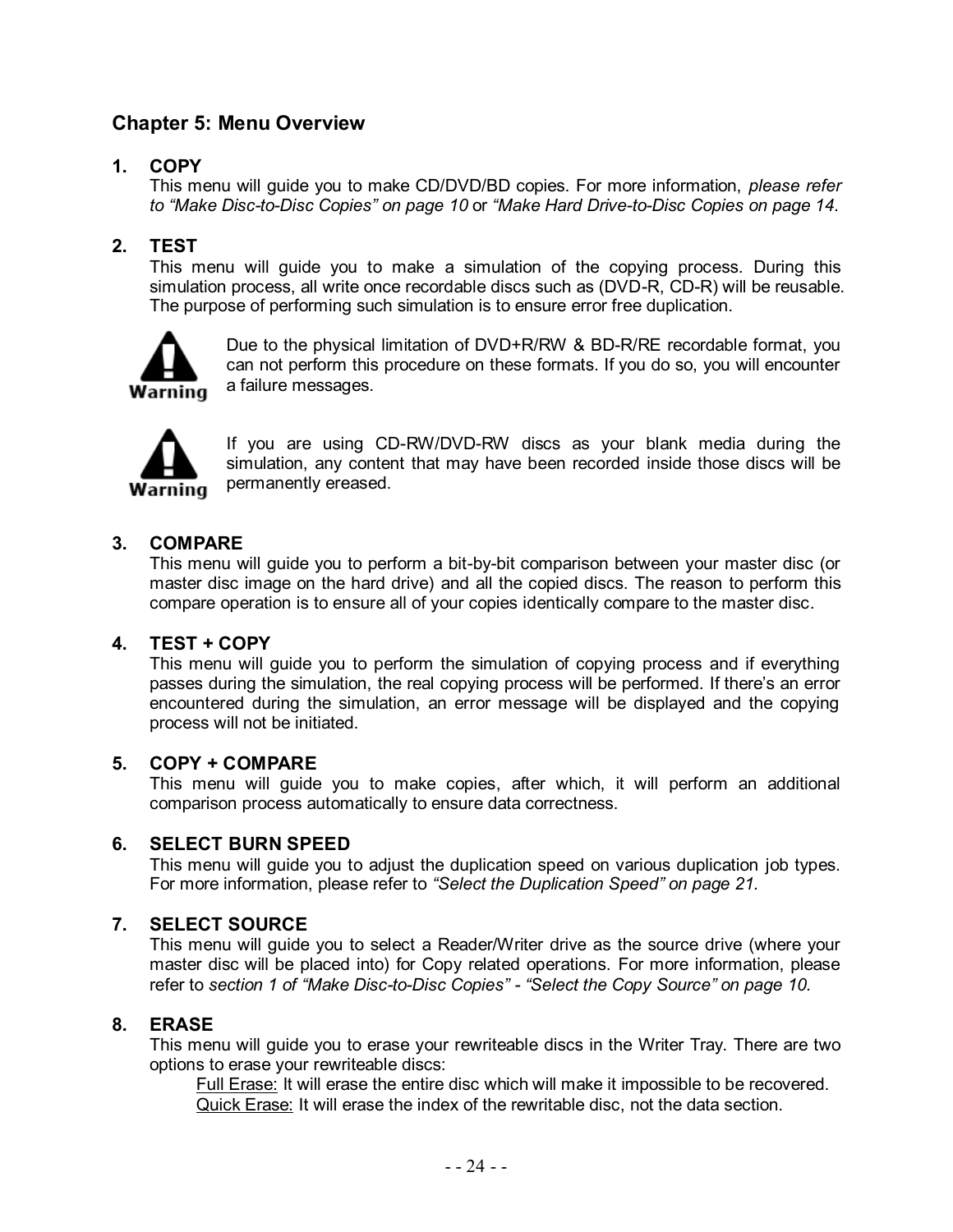# Chapter 5: Menu Overview

**1. COPY**

This menu will guide you to make CD/DVD/BD copies. For more information, *please refer to "Make Disc-to-Disc Copies" on page 10* or *"Make Hard Drive-to-Disc Copies on page 14*.

**2. TEST**

This menu will guide you to make a simulation of the copying process. During this simulation process, all write once recordable discs such as (DVD-R, CD-R) will be reusable. The purpose of performing such simulation is to ensure error free duplication.

Warning: Due to the physical limitation of DVD+R/RW & BD-R/RE recordable format, you can not perform this procedure on these formats. If you do so, you will encounter a failure messages.

Warning: If you are using CD-RW/DVD-RW discs as your blank media during the simulation, any content that may have been recorded inside those discs will be permanently ereased.

**3. COMPARE**

This menu will guide you to perform a bit-by-bit comparison between your master disc (or master disc image on the hard drive) and all the copied discs. The reason to perform this compare operation is to ensure all of your copies identically compare to the master disc.

**4. TEST + COPY**

This menu will guide you to perform the simulation of copying process and if everything passes during the simulation, the real copying process will be performed. If there's an error encountered during the simulation, an error message will be displayed and the copying process will not be initiated.

**5. COPY + COMPARE**

This menu will guide you to make copies, after which, it will perform an additional comparison process automatically to ensure data correctness.

**6. SELECT BURN SPEED**

This menu will guide you to adjust the duplication speed on various duplication job types. For more information, please refer to *"Select the Duplication Speed" on page 21.*

**7. SELECT SOURCE**

This menu will guide you to select a Reader/Writer drive as the source drive (where your master disc will be placed into) for Copy related operations. For more information, please refer to *section 1 of "Make Disc-to-Disc Copies" - "Select the Copy Source" on page 10.*

**8. ERASE**

This menu will guide you to erase your rewriteable discs in the Writer Tray. There are two options to erase your rewriteable discs:

Full Erase: It will erase the entire disc which will make it impossible to be recovered.
Quick Erase: It will erase the index of the rewritable disc, not the data section.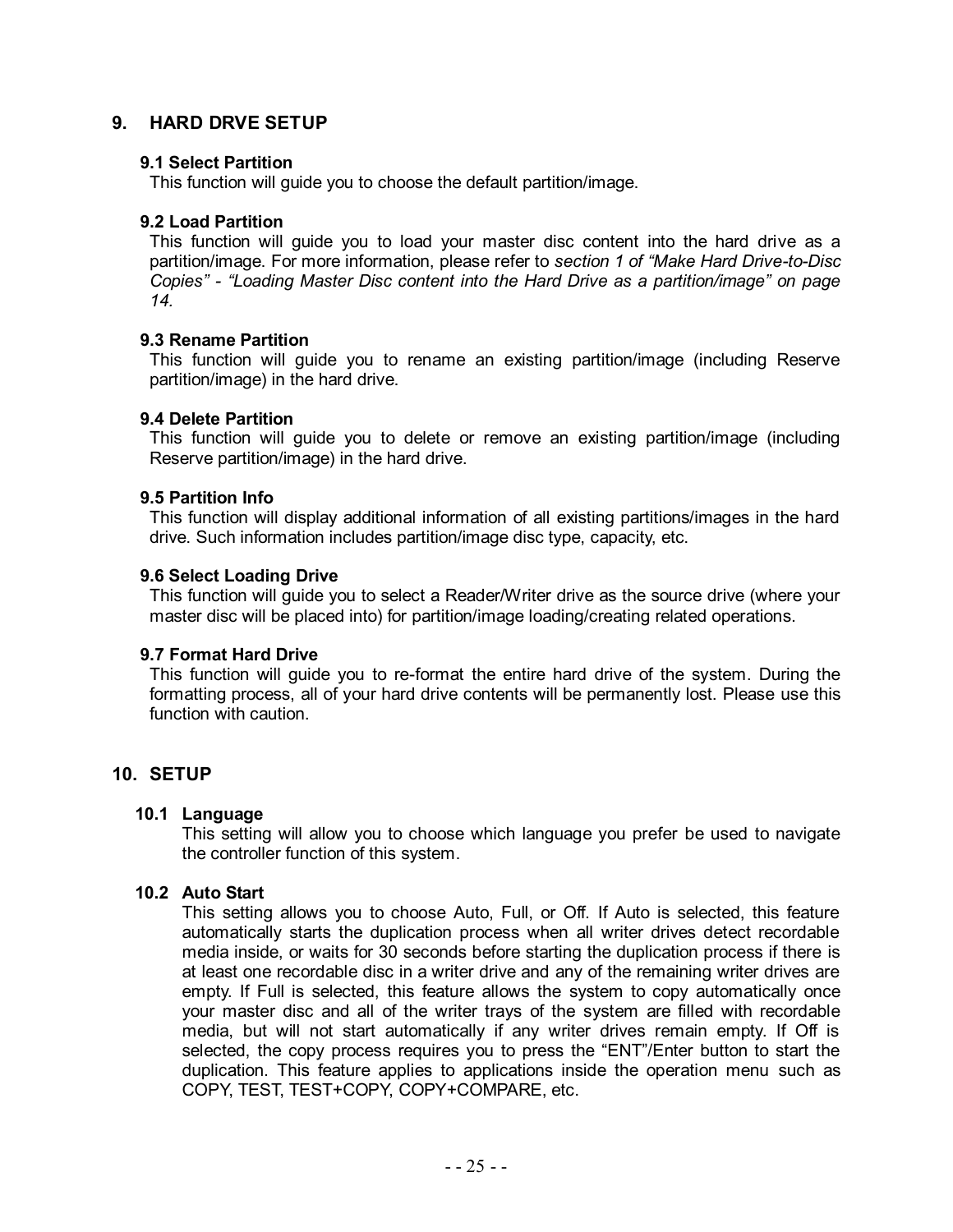## 9. HARD DRVE SETUP

### 9.1 Select Partition

This function will guide you to choose the default partition/image.

### 9.2 Load Partition

This function will guide you to load your master disc content into the hard drive as a partition/image. For more information, please refer to *section 1 of "Make Hard Drive-to-Disc Copies" - "Loading Master Disc content into the Hard Drive as a partition/image" on page 14.*

### 9.3 Rename Partition

This function will guide you to rename an existing partition/image (including Reserve partition/image) in the hard drive.

### 9.4 Delete Partition

This function will guide you to delete or remove an existing partition/image (including Reserve partition/image) in the hard drive.

### 9.5 Partition Info

This function will display additional information of all existing partitions/images in the hard drive. Such information includes partition/image disc type, capacity, etc.

### 9.6 Select Loading Drive

This function will guide you to select a Reader/Writer drive as the source drive (where your master disc will be placed into) for partition/image loading/creating related operations.

### 9.7 Format Hard Drive

This function will guide you to re-format the entire hard drive of the system. During the formatting process, all of your hard drive contents will be permanently lost. Please use this function with caution.

## 10. SETUP

### 10.1 Language

This setting will allow you to choose which language you prefer be used to navigate the controller function of this system.

### 10.2 Auto Start

This setting allows you to choose Auto, Full, or Off. If Auto is selected, this feature automatically starts the duplication process when all writer drives detect recordable media inside, or waits for 30 seconds before starting the duplication process if there is at least one recordable disc in a writer drive and any of the remaining writer drives are empty. If Full is selected, this feature allows the system to copy automatically once your master disc and all of the writer trays of the system are filled with recordable media, but will not start automatically if any writer drives remain empty. If Off is selected, the copy process requires you to press the "ENT"/Enter button to start the duplication. This feature applies to applications inside the operation menu such as COPY, TEST, TEST+COPY, COPY+COMPARE, etc.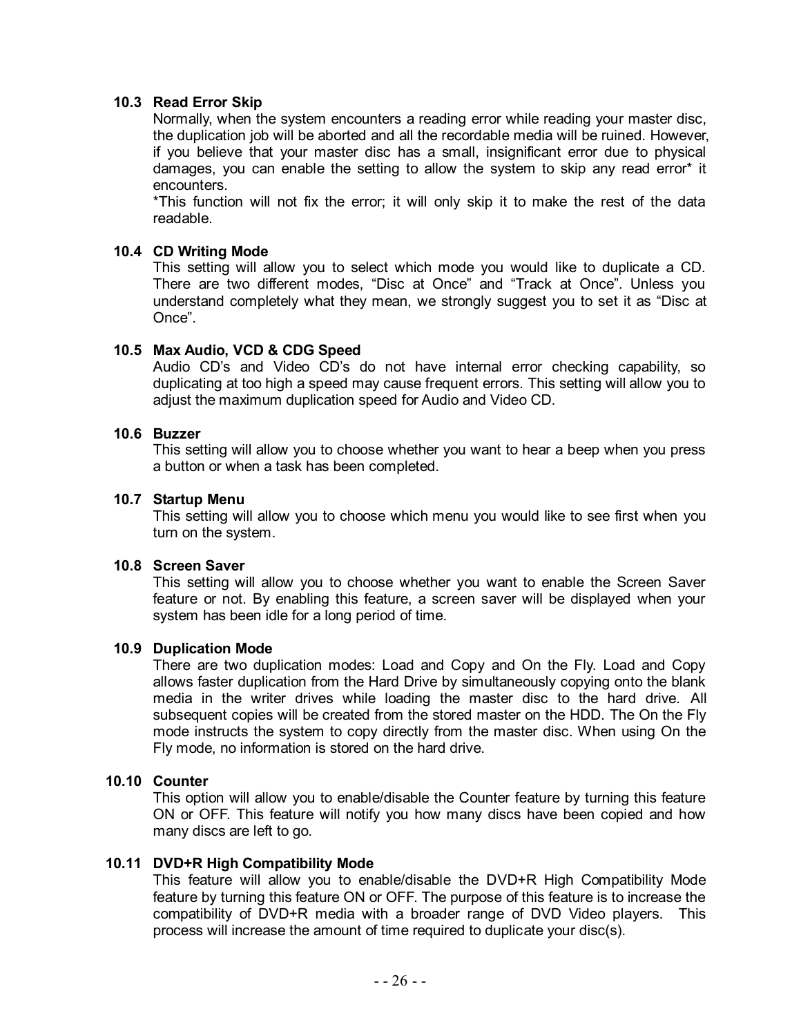### 10.3 Read Error Skip

Normally, when the system encounters a reading error while reading your master disc, the duplication job will be aborted and all the recordable media will be ruined. However, if you believe that your master disc has a small, insignificant error due to physical damages, you can enable the setting to allow the system to skip any read error* it encounters.

*This function will not fix the error; it will only skip it to make the rest of the data readable.

### 10.4 CD Writing Mode

This setting will allow you to select which mode you would like to duplicate a CD. There are two different modes, “Disc at Once” and “Track at Once”. Unless you understand completely what they mean, we strongly suggest you to set it as “Disc at Once”.

### 10.5 Max Audio, VCD & CDG Speed

Audio CD’s and Video CD’s do not have internal error checking capability, so duplicating at too high a speed may cause frequent errors. This setting will allow you to adjust the maximum duplication speed for Audio and Video CD.

### 10.6 Buzzer

This setting will allow you to choose whether you want to hear a beep when you press a button or when a task has been completed.

### 10.7 Startup Menu

This setting will allow you to choose which menu you would like to see first when you turn on the system.

### 10.8 Screen Saver

This setting will allow you to choose whether you want to enable the Screen Saver feature or not. By enabling this feature, a screen saver will be displayed when your system has been idle for a long period of time.

### 10.9 Duplication Mode

There are two duplication modes: Load and Copy and On the Fly. Load and Copy allows faster duplication from the Hard Drive by simultaneously copying onto the blank media in the writer drives while loading the master disc to the hard drive. All subsequent copies will be created from the stored master on the HDD. The On the Fly mode instructs the system to copy directly from the master disc. When using On the Fly mode, no information is stored on the hard drive.

### 10.10 Counter

This option will allow you to enable/disable the Counter feature by turning this feature ON or OFF. This feature will notify you how many discs have been copied and how many discs are left to go.

### 10.11 DVD+R High Compatibility Mode

This feature will allow you to enable/disable the DVD+R High Compatibility Mode feature by turning this feature ON or OFF. The purpose of this feature is to increase the compatibility of DVD+R media with a broader range of DVD Video players. This process will increase the amount of time required to duplicate your disc(s).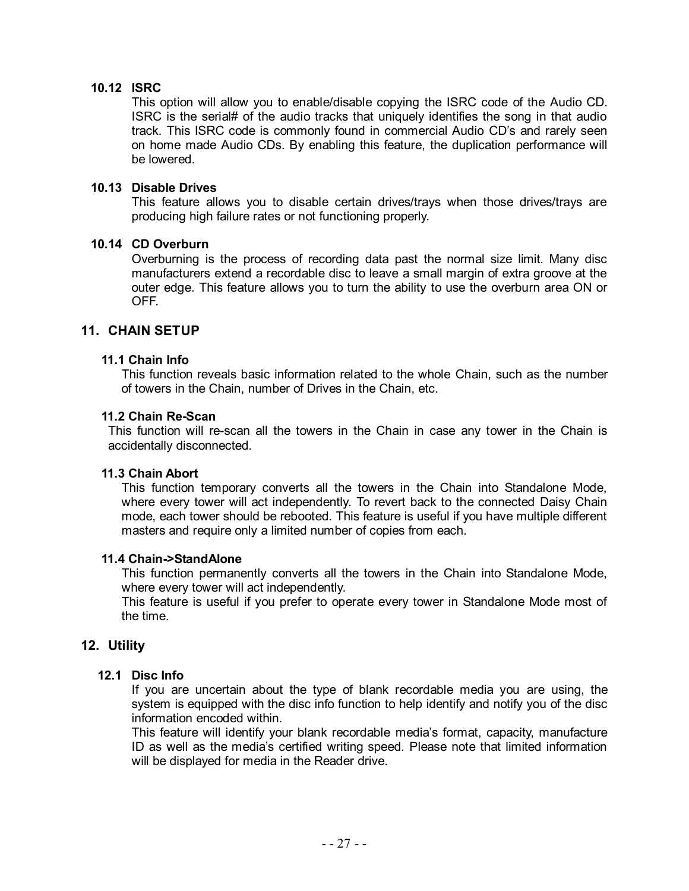### 10.12 ISRC

This option will allow you to enable/disable copying the ISRC code of the Audio CD. ISRC is the serial# of the audio tracks that uniquely identifies the song in that audio track. This ISRC code is commonly found in commercial Audio CD's and rarely seen on home made Audio CDs. By enabling this feature, the duplication performance will be lowered.

### 10.13 Disable Drives

This feature allows you to disable certain drives/trays when those drives/trays are producing high failure rates or not functioning properly.

### 10.14 CD Overburn

Overburning is the process of recording data past the normal size limit. Many disc manufacturers extend a recordable disc to leave a small margin of extra groove at the outer edge. This feature allows you to turn the ability to use the overburn area ON or OFF.

## 11. CHAIN SETUP

### 11.1 Chain Info

This function reveals basic information related to the whole Chain, such as the number of towers in the Chain, number of Drives in the Chain, etc.

### 11.2 Chain Re-Scan

This function will re-scan all the towers in the Chain in case any tower in the Chain is accidentally disconnected.

### 11.3 Chain Abort

This function temporary converts all the towers in the Chain into Standalone Mode, where every tower will act independently. To revert back to the connected Daisy Chain mode, each tower should be rebooted. This feature is useful if you have multiple different masters and require only a limited number of copies from each.

### 11.4 Chain->StandAlone

This function permanently converts all the towers in the Chain into Standalone Mode, where every tower will act independently.

This feature is useful if you prefer to operate every tower in Standalone Mode most of the time.

## 12. Utility

### 12.1 Disc Info

If you are uncertain about the type of blank recordable media you are using, the system is equipped with the disc info function to help identify and notify you of the disc information encoded within.

This feature will identify your blank recordable media's format, capacity, manufacture ID as well as the media's certified writing speed. Please note that limited information will be displayed for media in the Reader drive.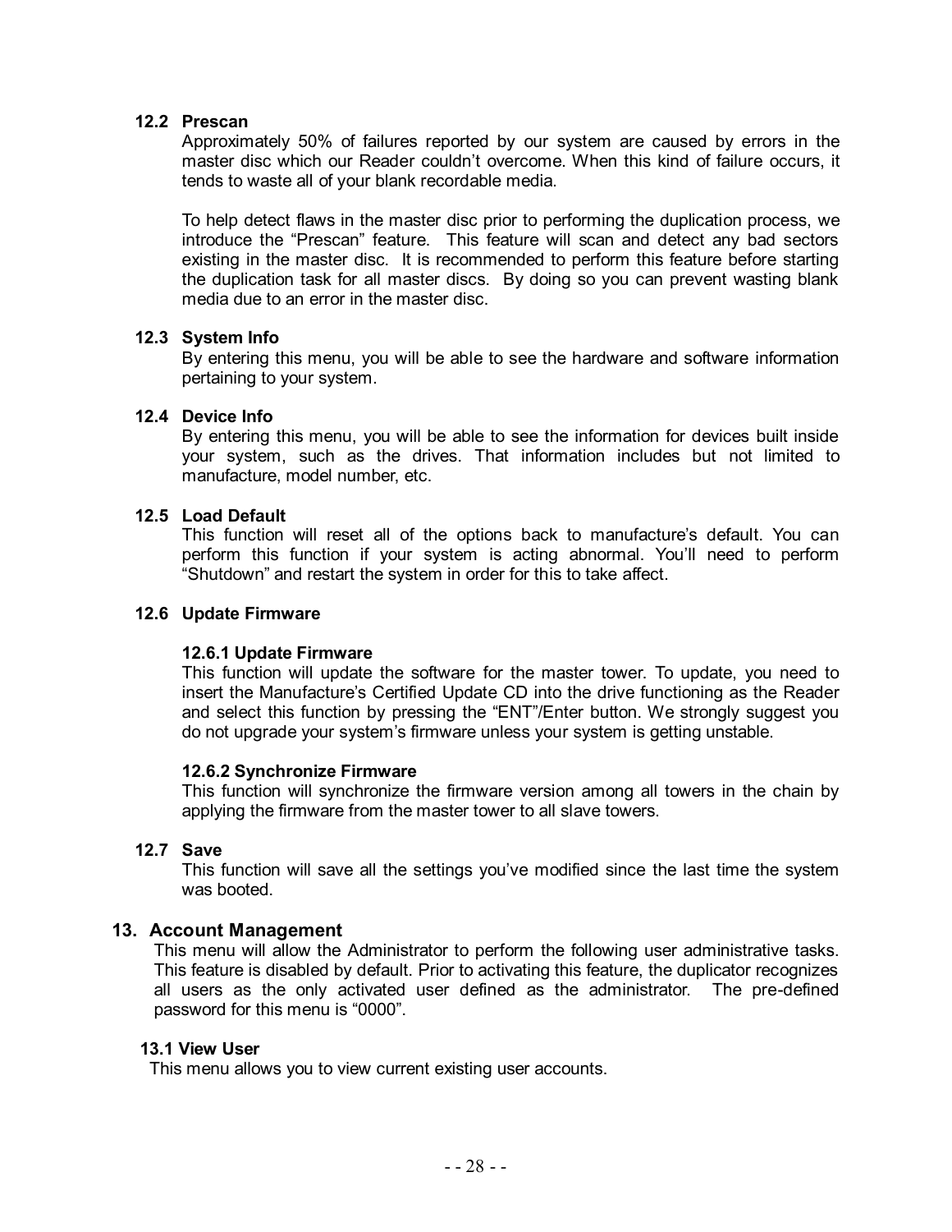### 12.2 Prescan

Approximately 50% of failures reported by our system are caused by errors in the master disc which our Reader couldn't overcome. When this kind of failure occurs, it tends to waste all of your blank recordable media.

To help detect flaws in the master disc prior to performing the duplication process, we introduce the "Prescan" feature. This feature will scan and detect any bad sectors existing in the master disc. It is recommended to perform this feature before starting the duplication task for all master discs. By doing so you can prevent wasting blank media due to an error in the master disc.

### 12.3 System Info

By entering this menu, you will be able to see the hardware and software information pertaining to your system.

### 12.4 Device Info

By entering this menu, you will be able to see the information for devices built inside your system, such as the drives. That information includes but not limited to manufacture, model number, etc.

### 12.5 Load Default

This function will reset all of the options back to manufacture's default. You can perform this function if your system is acting abnormal. You'll need to perform "Shutdown" and restart the system in order for this to take affect.

### 12.6 Update Firmware

#### 12.6.1 Update Firmware

This function will update the software for the master tower. To update, you need to insert the Manufacture's Certified Update CD into the drive functioning as the Reader and select this function by pressing the "ENT"/Enter button. We strongly suggest you do not upgrade your system's firmware unless your system is getting unstable.

#### 12.6.2 Synchronize Firmware

This function will synchronize the firmware version among all towers in the chain by applying the firmware from the master tower to all slave towers.

### 12.7 Save

This function will save all the settings you've modified since the last time the system was booted.

## 13. Account Management

This menu will allow the Administrator to perform the following user administrative tasks. This feature is disabled by default. Prior to activating this feature, the duplicator recognizes all users as the only activated user defined as the administrator. The pre-defined password for this menu is "0000".

### 13.1 View User

This menu allows you to view current existing user accounts.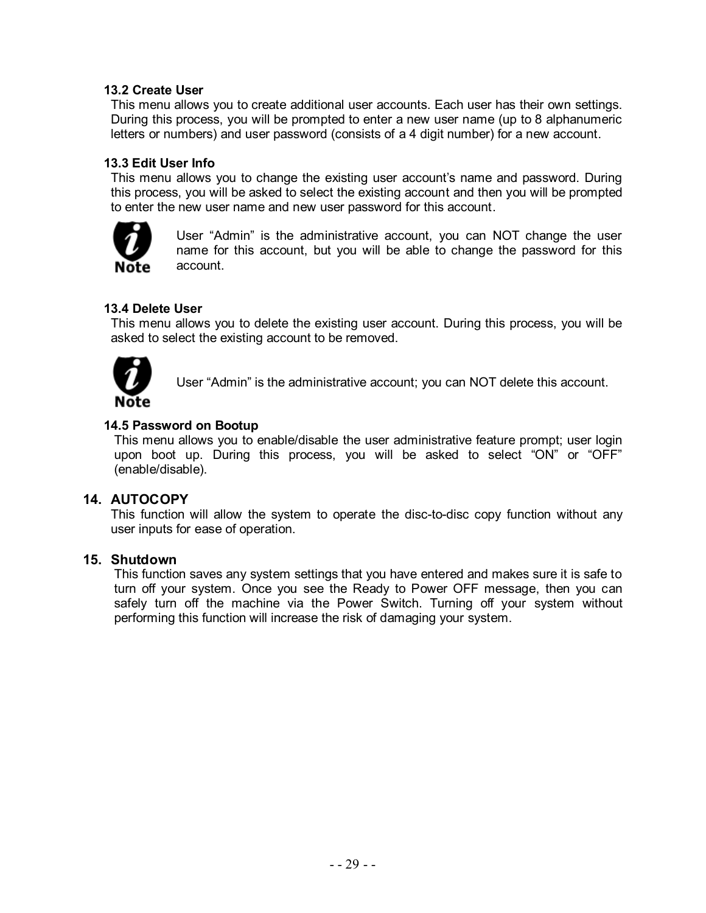### 13.2 Create User

This menu allows you to create additional user accounts. Each user has their own settings. During this process, you will be prompted to enter a new user name (up to 8 alphanumeric letters or numbers) and user password (consists of a 4 digit number) for a new account.

### 13.3 Edit User Info

This menu allows you to change the existing user account's name and password. During this process, you will be asked to select the existing account and then you will be prompted to enter the new user name and new user password for this account.

**Note:** User "Admin" is the administrative account, you can NOT change the user name for this account, but you will be able to change the password for this account.

### 13.4 Delete User

This menu allows you to delete the existing user account. During this process, you will be asked to select the existing account to be removed.

**Note:** User "Admin" is the administrative account; you can NOT delete this account.

### 14.5 Password on Bootup

This menu allows you to enable/disable the user administrative feature prompt; user login upon boot up. During this process, you will be asked to select "ON" or "OFF" (enable/disable).

## 14. AUTOCOPY

This function will allow the system to operate the disc-to-disc copy function without any user inputs for ease of operation.

## 15. Shutdown

This function saves any system settings that you have entered and makes sure it is safe to turn off your system. Once you see the Ready to Power OFF message, then you can safely turn off the machine via the Power Switch. Turning off your system without performing this function will increase the risk of damaging your system.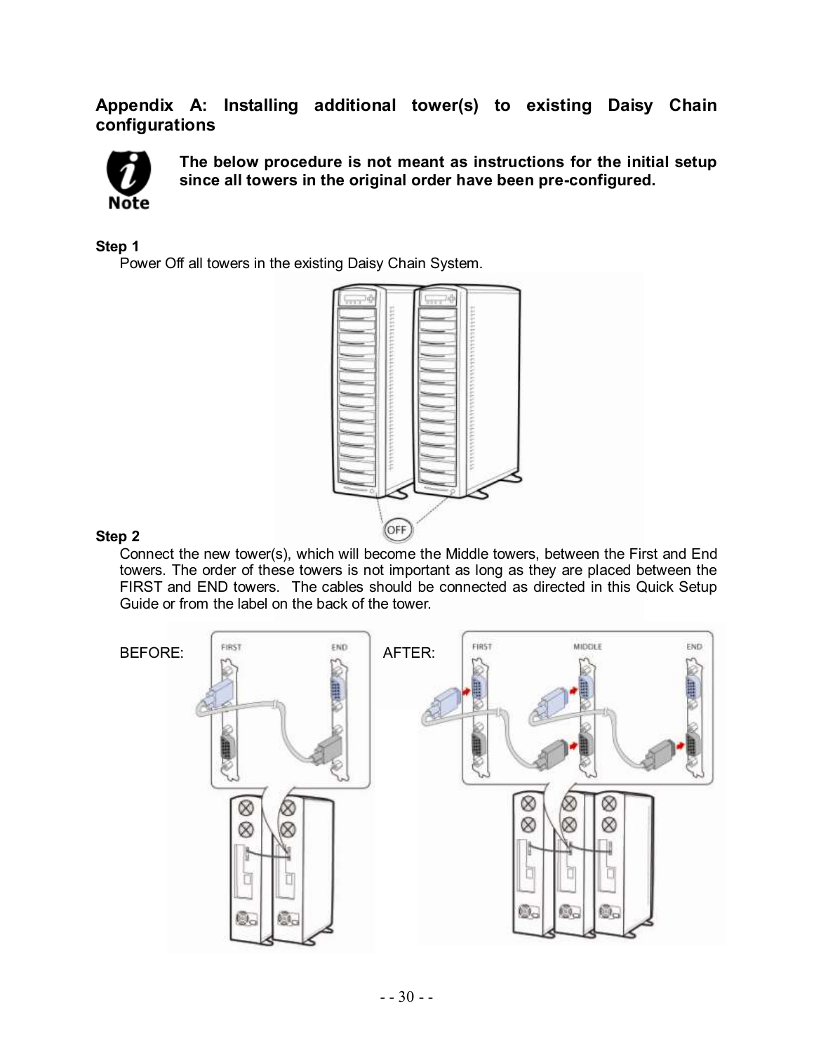## Appendix A: Installing additional tower(s) to existing Daisy Chain configurations

**Note**

**The below procedure is not meant as instructions for the initial setup since all towers in the original order have been pre-configured.**

**Step 1**

Power Off all towers in the existing Daisy Chain System.

**Step 2**

Connect the new tower(s), which will become the Middle towers, between the First and End towers. The order of these towers is not important as long as they are placed between the FIRST and END towers. The cables should be connected as directed in this Quick Setup Guide or from the label on the back of the tower.

BEFORE:

AFTER: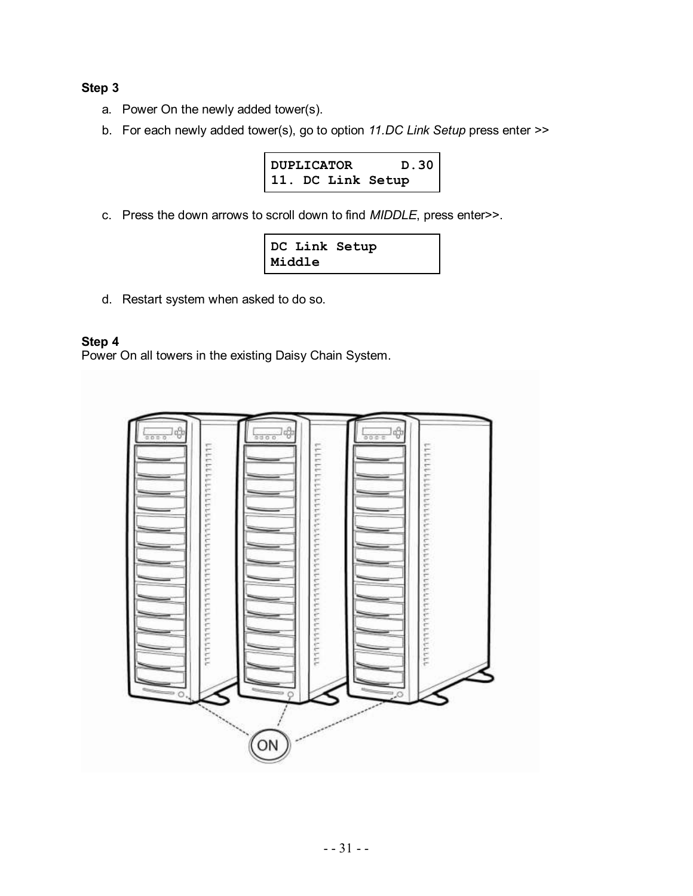**Step 3**

a. Power On the newly added tower(s).
b. For each newly added tower(s), go to option *11.DC Link Setup* press enter >>

```
DUPLICATOR      D.30
11. DC Link Setup
```

c. Press the down arrows to scroll down to find *MIDDLE*, press enter>>.

```
DC Link Setup
Middle
```

d. Restart system when asked to do so.

**Step 4**
Power On all towers in the existing Daisy Chain System.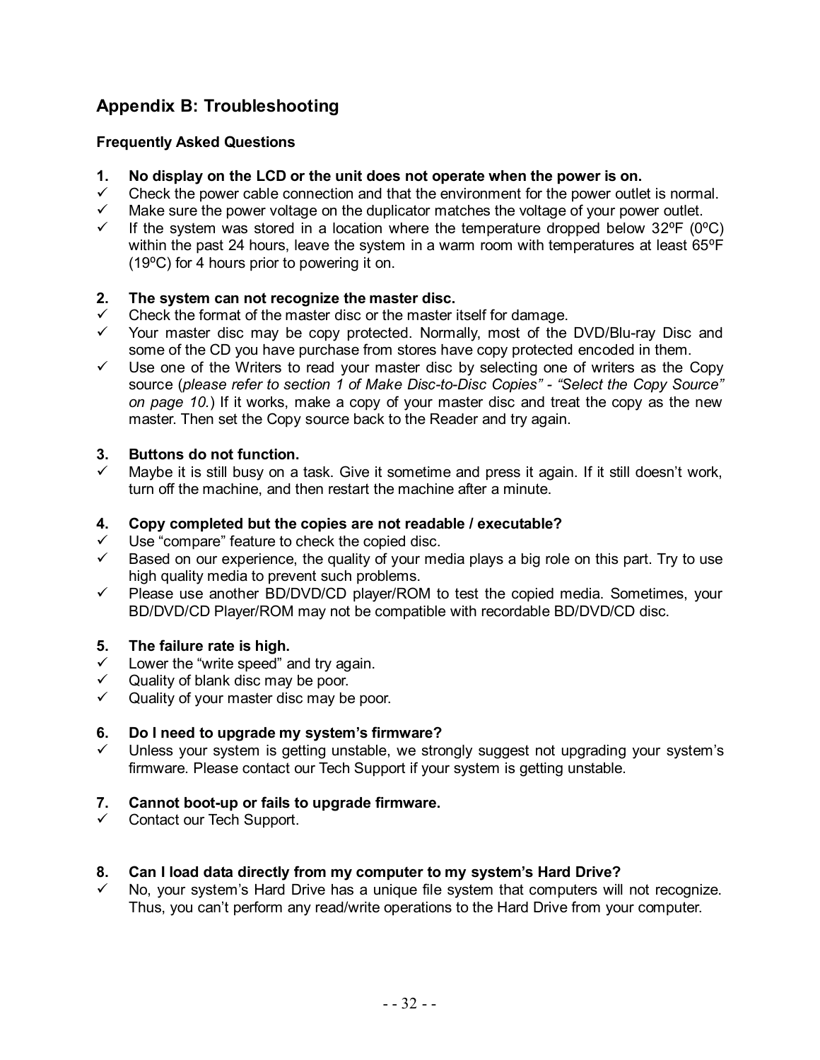## Appendix B: Troubleshooting

### Frequently Asked Questions

**1. No display on the LCD or the unit does not operate when the power is on.**

- ✓ Check the power cable connection and that the environment for the power outlet is normal.
- ✓ Make sure the power voltage on the duplicator matches the voltage of your power outlet.
- ✓ If the system was stored in a location where the temperature dropped below 32ºF (0ºC) within the past 24 hours, leave the system in a warm room with temperatures at least 65ºF (19ºC) for 4 hours prior to powering it on.

**2. The system can not recognize the master disc.**

- ✓ Check the format of the master disc or the master itself for damage.
- ✓ Your master disc may be copy protected. Normally, most of the DVD/Blu-ray Disc and some of the CD you have purchase from stores have copy protected encoded in them.
- ✓ Use one of the Writers to read your master disc by selecting one of writers as the Copy source (*please refer to section 1 of Make Disc-to-Disc Copies" - "Select the Copy Source" on page 10.*) If it works, make a copy of your master disc and treat the copy as the new master. Then set the Copy source back to the Reader and try again.

**3. Buttons do not function.**

- ✓ Maybe it is still busy on a task. Give it sometime and press it again. If it still doesn't work, turn off the machine, and then restart the machine after a minute.

**4. Copy completed but the copies are not readable / executable?**

- ✓ Use "compare" feature to check the copied disc.
- ✓ Based on our experience, the quality of your media plays a big role on this part. Try to use high quality media to prevent such problems.
- ✓ Please use another BD/DVD/CD player/ROM to test the copied media. Sometimes, your BD/DVD/CD Player/ROM may not be compatible with recordable BD/DVD/CD disc.

**5. The failure rate is high.**

- ✓ Lower the "write speed" and try again.
- ✓ Quality of blank disc may be poor.
- ✓ Quality of your master disc may be poor.

**6. Do I need to upgrade my system's firmware?**

- ✓ Unless your system is getting unstable, we strongly suggest not upgrading your system's firmware. Please contact our Tech Support if your system is getting unstable.

**7. Cannot boot-up or fails to upgrade firmware.**

- ✓ Contact our Tech Support.

**8. Can I load data directly from my computer to my system's Hard Drive?**

- ✓ No, your system's Hard Drive has a unique file system that computers will not recognize. Thus, you can't perform any read/write operations to the Hard Drive from your computer.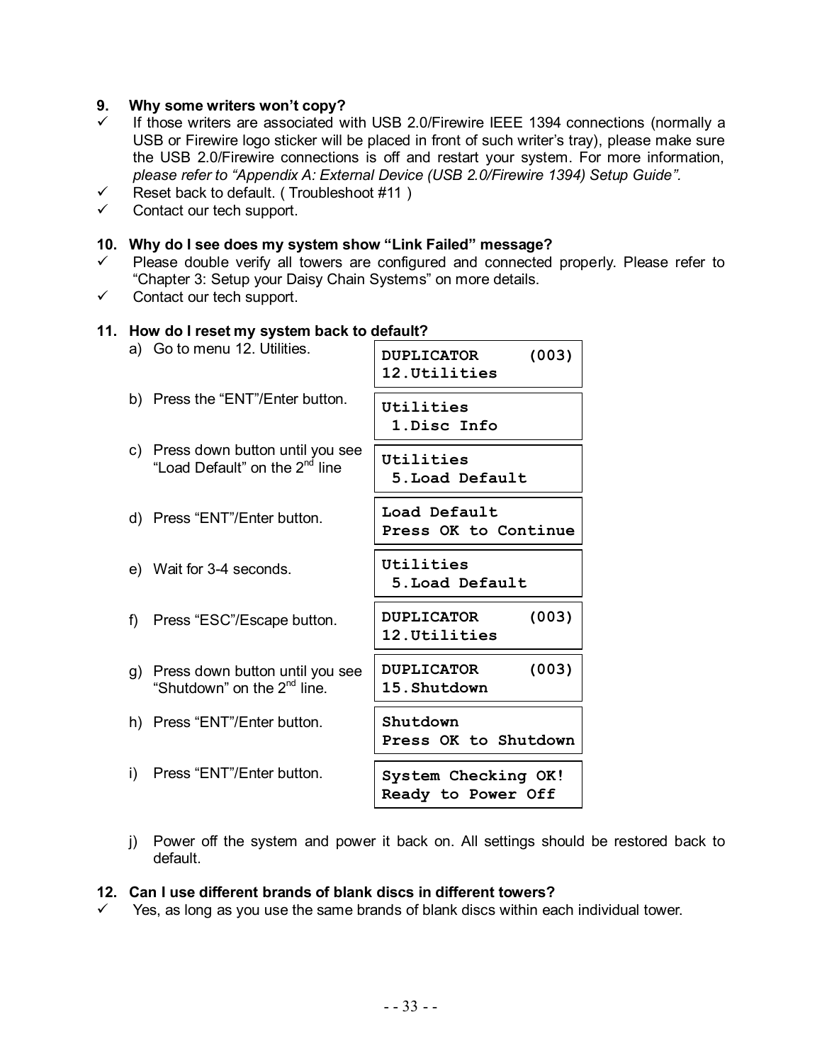### 9. Why some writers won't copy?

- ✓ If those writers are associated with USB 2.0/Firewire IEEE 1394 connections (normally a USB or Firewire logo sticker will be placed in front of such writer's tray), please make sure the USB 2.0/Firewire connections is off and restart your system. For more information, *please refer to "Appendix A: External Device (USB 2.0/Firewire 1394) Setup Guide".*
- ✓ Reset back to default. ( Troubleshoot #11 )
- ✓ Contact our tech support.

### 10. Why do I see does my system show "Link Failed" message?

- ✓ Please double verify all towers are configured and connected properly. Please refer to "Chapter 3: Setup your Daisy Chain Systems" on more details.
- ✓ Contact our tech support.

### 11. How do I reset my system back to default?

a) Go to menu 12. Utilities.

```
DUPLICATOR     (003)
12.Utilities
```

b) Press the "ENT"/Enter button.

```
Utilities
 1.Disc Info
```

c) Press down button until you see "Load Default" on the 2nd line

```
Utilities
 5.Load Default
```

d) Press "ENT"/Enter button.

```
Load Default
Press OK to Continue
```

e) Wait for 3-4 seconds.

```
Utilities
 5.Load Default
```

f) Press "ESC"/Escape button.

```
DUPLICATOR     (003)
12.Utilities
```

g) Press down button until you see "Shutdown" on the 2nd line.

```
DUPLICATOR     (003)
15.Shutdown
```

h) Press "ENT"/Enter button.

```
Shutdown
Press OK to Shutdown
```

i) Press "ENT"/Enter button.

```
System Checking OK!
Ready to Power Off
```

j) Power off the system and power it back on. All settings should be restored back to default.

### 12. Can I use different brands of blank discs in different towers?

- ✓ Yes, as long as you use the same brands of blank discs within each individual tower.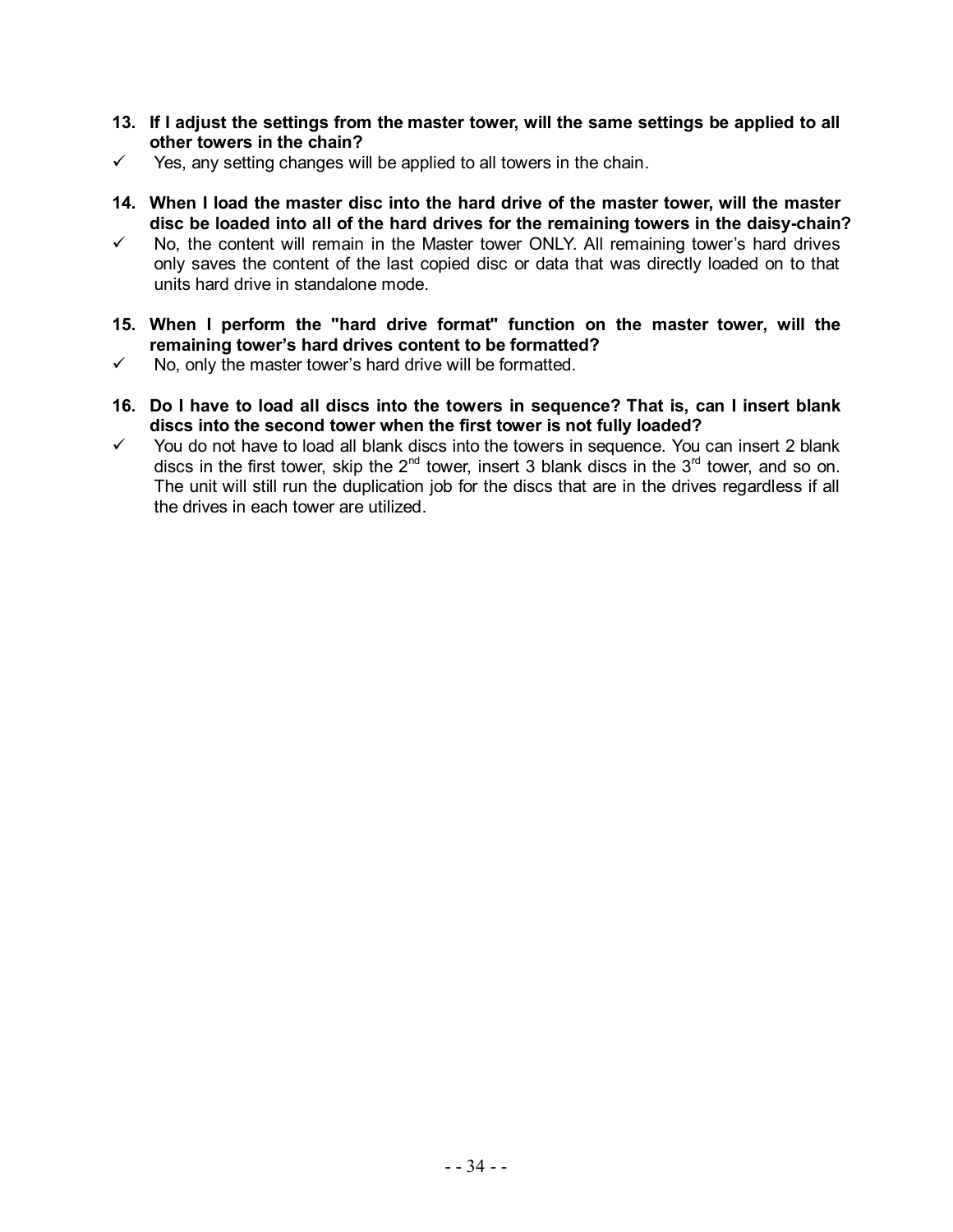**13. If I adjust the settings from the master tower, will the same settings be applied to all other towers in the chain?**

✓ Yes, any setting changes will be applied to all towers in the chain.

**14. When I load the master disc into the hard drive of the master tower, will the master disc be loaded into all of the hard drives for the remaining towers in the daisy-chain?**

✓ No, the content will remain in the Master tower ONLY. All remaining tower's hard drives only saves the content of the last copied disc or data that was directly loaded on to that units hard drive in standalone mode.

**15. When I perform the "hard drive format" function on the master tower, will the remaining tower's hard drives content to be formatted?**

✓ No, only the master tower's hard drive will be formatted.

**16. Do I have to load all discs into the towers in sequence? That is, can I insert blank discs into the second tower when the first tower is not fully loaded?**

✓ You do not have to load all blank discs into the towers in sequence. You can insert 2 blank discs in the first tower, skip the 2nd tower, insert 3 blank discs in the 3rd tower, and so on. The unit will still run the duplication job for the discs that are in the drives regardless if all the drives in each tower are utilized.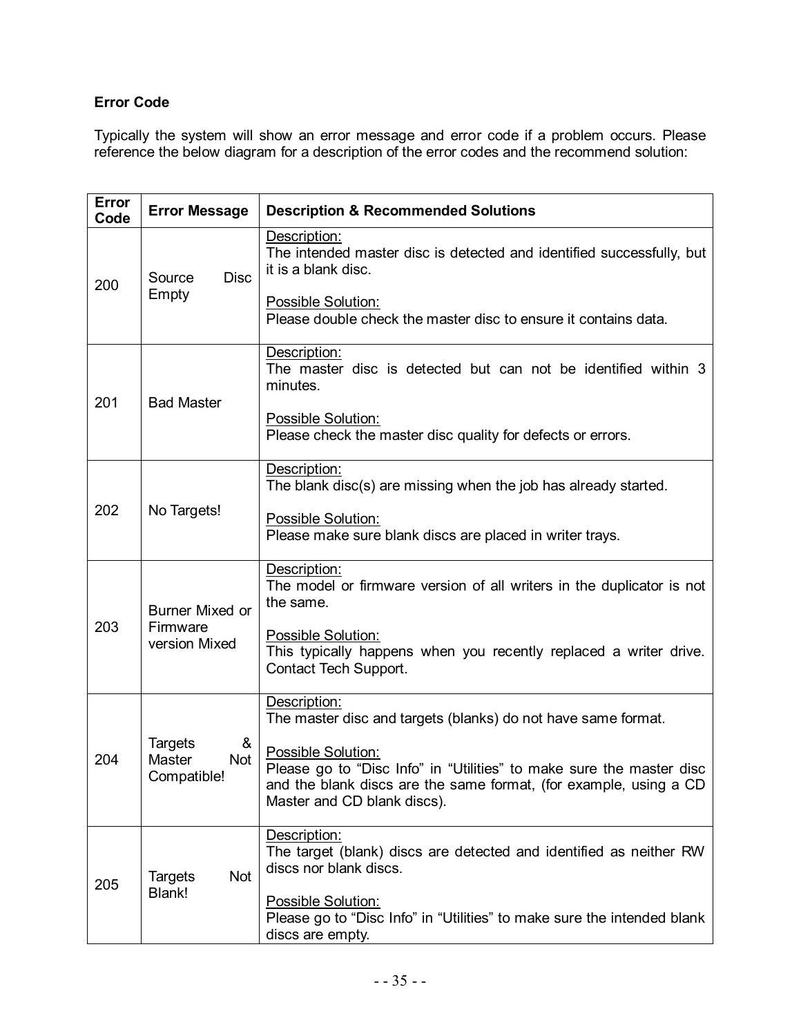**Error Code**

Typically the system will show an error message and error code if a problem occurs. Please reference the below diagram for a description of the error codes and the recommend solution:

| Error Code | Error Message | Description & Recommended Solutions |
|---|---|---|
| 200 | Source Disc Empty | Description:<br>The intended master disc is detected and identified successfully, but it is a blank disc.<br><br>Possible Solution:<br>Please double check the master disc to ensure it contains data. |
| 201 | Bad Master | Description:<br>The master disc is detected but can not be identified within 3 minutes.<br><br>Possible Solution:<br>Please check the master disc quality for defects or errors. |
| 202 | No Targets! | Description:<br>The blank disc(s) are missing when the job has already started.<br><br>Possible Solution:<br>Please make sure blank discs are placed in writer trays. |
| 203 | Burner Mixed or Firmware version Mixed | Description:<br>The model or firmware version of all writers in the duplicator is not the same.<br><br>Possible Solution:<br>This typically happens when you recently replaced a writer drive. Contact Tech Support. |
| 204 | Targets & Master Not Compatible! | Description:<br>The master disc and targets (blanks) do not have same format.<br><br>Possible Solution:<br>Please go to "Disc Info" in "Utilities" to make sure the master disc and the blank discs are the same format, (for example, using a CD Master and CD blank discs). |
| 205 | Targets Not Blank! | Description:<br>The target (blank) discs are detected and identified as neither RW discs nor blank discs.<br><br>Possible Solution:<br>Please go to "Disc Info" in "Utilities" to make sure the intended blank discs are empty. |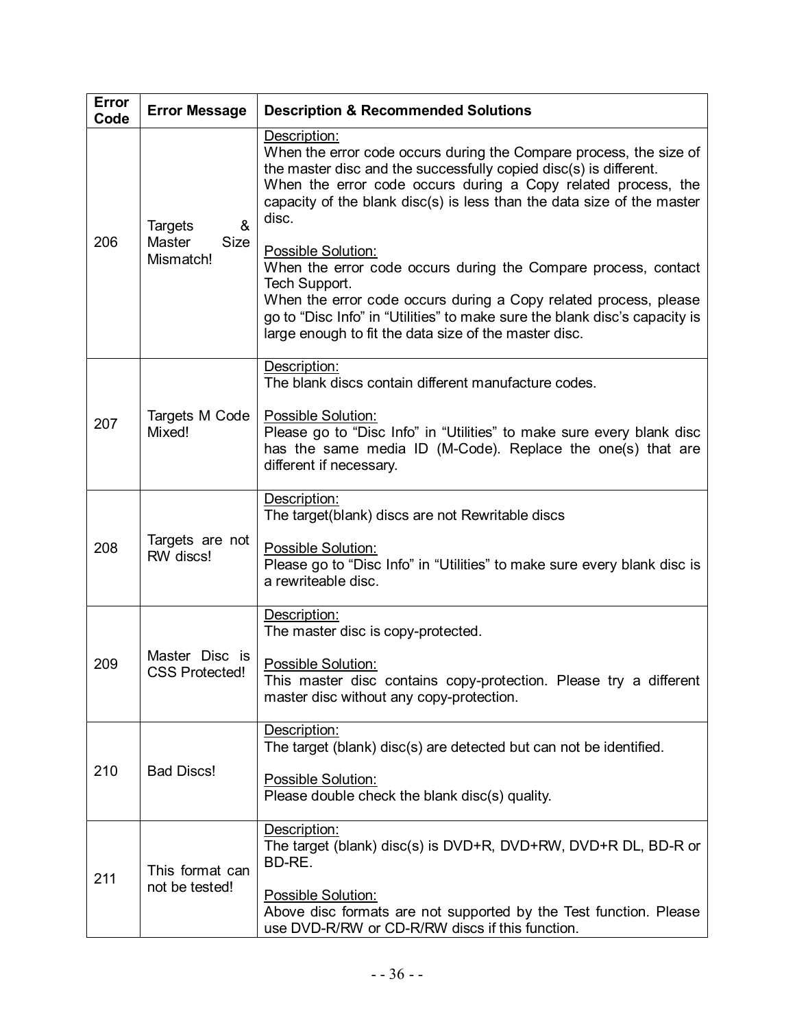| Error Code | Error Message | Description & Recommended Solutions |
|---|---|---|
| 206 | Targets & Master Size Mismatch! | Description:<br>When the error code occurs during the Compare process, the size of the master disc and the successfully copied disc(s) is different.<br>When the error code occurs during a Copy related process, the capacity of the blank disc(s) is less than the data size of the master disc.<br><br>Possible Solution:<br>When the error code occurs during the Compare process, contact Tech Support.<br>When the error code occurs during a Copy related process, please go to "Disc Info" in "Utilities" to make sure the blank disc's capacity is large enough to fit the data size of the master disc. |
| 207 | Targets M Code Mixed! | Description:<br>The blank discs contain different manufacture codes.<br><br>Possible Solution:<br>Please go to "Disc Info" in "Utilities" to make sure every blank disc has the same media ID (M-Code). Replace the one(s) that are different if necessary. |
| 208 | Targets are not RW discs! | Description:<br>The target(blank) discs are not Rewritable discs<br><br>Possible Solution:<br>Please go to "Disc Info" in "Utilities" to make sure every blank disc is a rewriteable disc. |
| 209 | Master Disc is CSS Protected! | Description:<br>The master disc is copy-protected.<br><br>Possible Solution:<br>This master disc contains copy-protection. Please try a different master disc without any copy-protection. |
| 210 | Bad Discs! | Description:<br>The target (blank) disc(s) are detected but can not be identified.<br><br>Possible Solution:<br>Please double check the blank disc(s) quality. |
| 211 | This format can not be tested! | Description:<br>The target (blank) disc(s) is DVD+R, DVD+RW, DVD+R DL, BD-R or BD-RE.<br><br>Possible Solution:<br>Above disc formats are not supported by the Test function. Please use DVD-R/RW or CD-R/RW discs if this function. |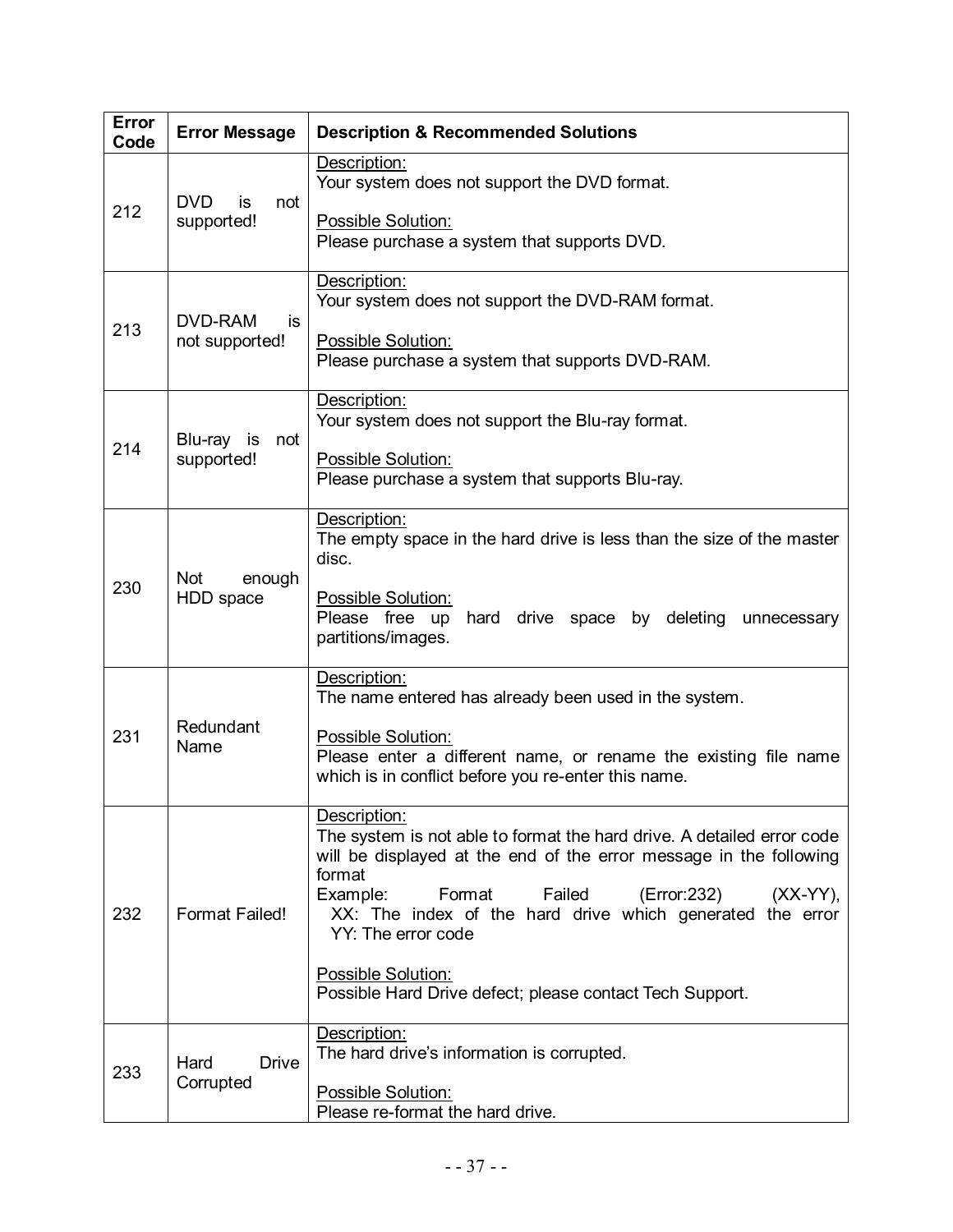| Error Code | Error Message | Description & Recommended Solutions |
|---|---|---|
| 212 | DVD is not supported! | Description:<br>Your system does not support the DVD format.<br><br>Possible Solution:<br>Please purchase a system that supports DVD. |
| 213 | DVD-RAM is not supported! | Description:<br>Your system does not support the DVD-RAM format.<br><br>Possible Solution:<br>Please purchase a system that supports DVD-RAM. |
| 214 | Blu-ray is not supported! | Description:<br>Your system does not support the Blu-ray format.<br><br>Possible Solution:<br>Please purchase a system that supports Blu-ray. |
| 230 | Not enough HDD space | Description:<br>The empty space in the hard drive is less than the size of the master disc.<br><br>Possible Solution:<br>Please free up hard drive space by deleting unnecessary partitions/images. |
| 231 | Redundant Name | Description:<br>The name entered has already been used in the system.<br><br>Possible Solution:<br>Please enter a different name, or rename the existing file name which is in conflict before you re-enter this name. |
| 232 | Format Failed! | Description:<br>The system is not able to format the hard drive. A detailed error code will be displayed at the end of the error message in the following format<br>Example: Format Failed (Error:232) (XX-YY),<br>XX: The index of the hard drive which generated the error<br>YY: The error code<br><br>Possible Solution:<br>Possible Hard Drive defect; please contact Tech Support. |
| 233 | Hard Drive Corrupted | Description:<br>The hard drive's information is corrupted.<br><br>Possible Solution:<br>Please re-format the hard drive. |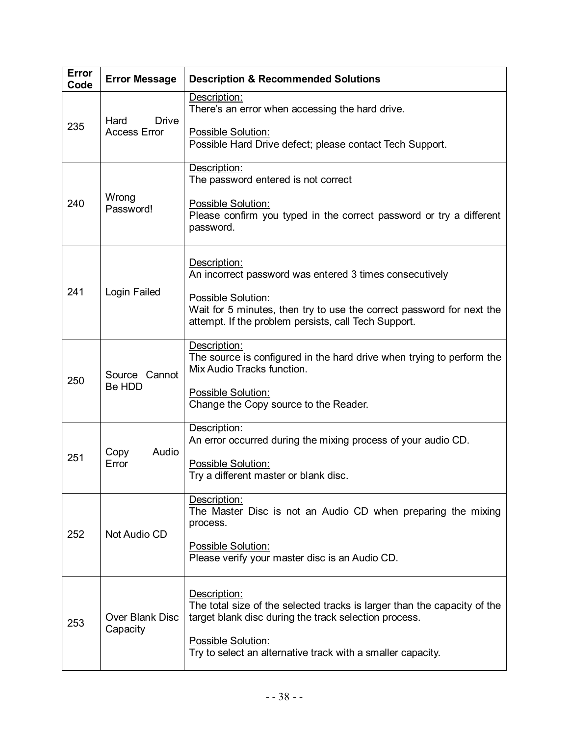| Error Code | Error Message | Description & Recommended Solutions |
|---|---|---|
| 235 | Hard Drive Access Error | Description:<br>There's an error when accessing the hard drive.<br><br>Possible Solution:<br>Possible Hard Drive defect; please contact Tech Support. |
| 240 | Wrong Password! | Description:<br>The password entered is not correct<br><br>Possible Solution:<br>Please confirm you typed in the correct password or try a different password. |
| 241 | Login Failed | Description:<br>An incorrect password was entered 3 times consecutively<br><br>Possible Solution:<br>Wait for 5 minutes, then try to use the correct password for next the attempt. If the problem persists, call Tech Support. |
| 250 | Source Cannot Be HDD | Description:<br>The source is configured in the hard drive when trying to perform the Mix Audio Tracks function.<br><br>Possible Solution:<br>Change the Copy source to the Reader. |
| 251 | Copy Audio Error | Description:<br>An error occurred during the mixing process of your audio CD.<br><br>Possible Solution:<br>Try a different master or blank disc. |
| 252 | Not Audio CD | Description:<br>The Master Disc is not an Audio CD when preparing the mixing process.<br><br>Possible Solution:<br>Please verify your master disc is an Audio CD. |
| 253 | Over Blank Disc Capacity | Description:<br>The total size of the selected tracks is larger than the capacity of the target blank disc during the track selection process.<br><br>Possible Solution:<br>Try to select an alternative track with a smaller capacity. |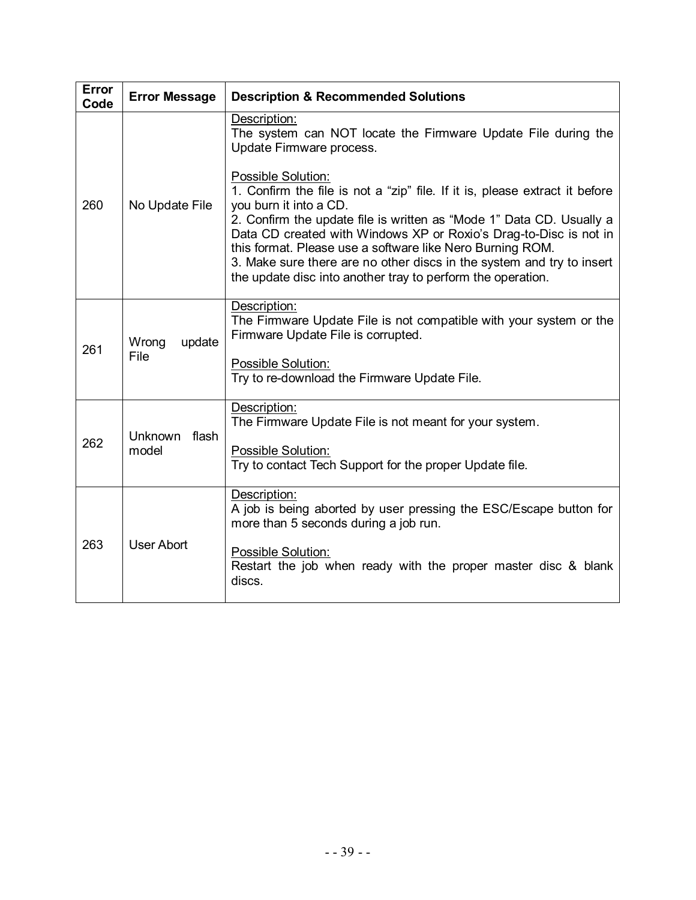| Error Code | Error Message | Description & Recommended Solutions |
|---|---|---|
| 260 | No Update File | Description:<br>The system can NOT locate the Firmware Update File during the Update Firmware process.<br><br>Possible Solution:<br>1. Confirm the file is not a "zip" file. If it is, please extract it before you burn it into a CD.<br>2. Confirm the update file is written as "Mode 1" Data CD. Usually a Data CD created with Windows XP or Roxio's Drag-to-Disc is not in this format. Please use a software like Nero Burning ROM.<br>3. Make sure there are no other discs in the system and try to insert the update disc into another tray to perform the operation. |
| 261 | Wrong update File | Description:<br>The Firmware Update File is not compatible with your system or the Firmware Update File is corrupted.<br><br>Possible Solution:<br>Try to re-download the Firmware Update File. |
| 262 | Unknown flash model | Description:<br>The Firmware Update File is not meant for your system.<br><br>Possible Solution:<br>Try to contact Tech Support for the proper Update file. |
| 263 | User Abort | Description:<br>A job is being aborted by user pressing the ESC/Escape button for more than 5 seconds during a job run.<br><br>Possible Solution:<br>Restart the job when ready with the proper master disc & blank discs. |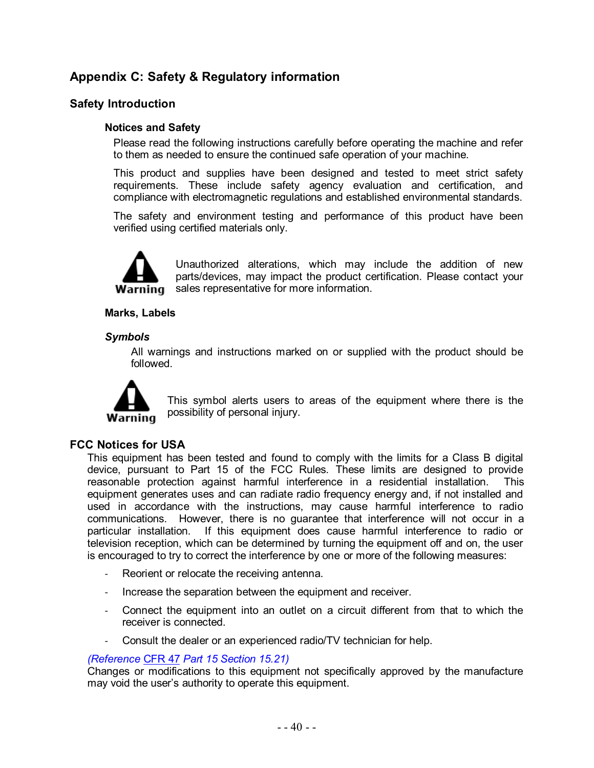## Appendix C: Safety & Regulatory information

### Safety Introduction

#### Notices and Safety

Please read the following instructions carefully before operating the machine and refer to them as needed to ensure the continued safe operation of your machine.

This product and supplies have been designed and tested to meet strict safety requirements. These include safety agency evaluation and certification, and compliance with electromagnetic regulations and established environmental standards.

The safety and environment testing and performance of this product have been verified using certified materials only.

**Warning**: Unauthorized alterations, which may include the addition of new parts/devices, may impact the product certification. Please contact your sales representative for more information.

#### Marks, Labels

***Symbols***

All warnings and instructions marked on or supplied with the product should be followed.

**Warning**: This symbol alerts users to areas of the equipment where there is the possibility of personal injury.

### FCC Notices for USA

This equipment has been tested and found to comply with the limits for a Class B digital device, pursuant to Part 15 of the FCC Rules. These limits are designed to provide reasonable protection against harmful interference in a residential installation. This equipment generates uses and can radiate radio frequency energy and, if not installed and used in accordance with the instructions, may cause harmful interference to radio communications. However, there is no guarantee that interference will not occur in a particular installation. If this equipment does cause harmful interference to radio or television reception, which can be determined by turning the equipment off and on, the user is encouraged to try to correct the interference by one or more of the following measures:

- Reorient or relocate the receiving antenna.
- Increase the separation between the equipment and receiver.
- Connect the equipment into an outlet on a circuit different from that to which the receiver is connected.
- Consult the dealer or an experienced radio/TV technician for help.

*(Reference CFR 47 Part 15 Section 15.21)*
Changes or modifications to this equipment not specifically approved by the manufacture may void the user's authority to operate this equipment.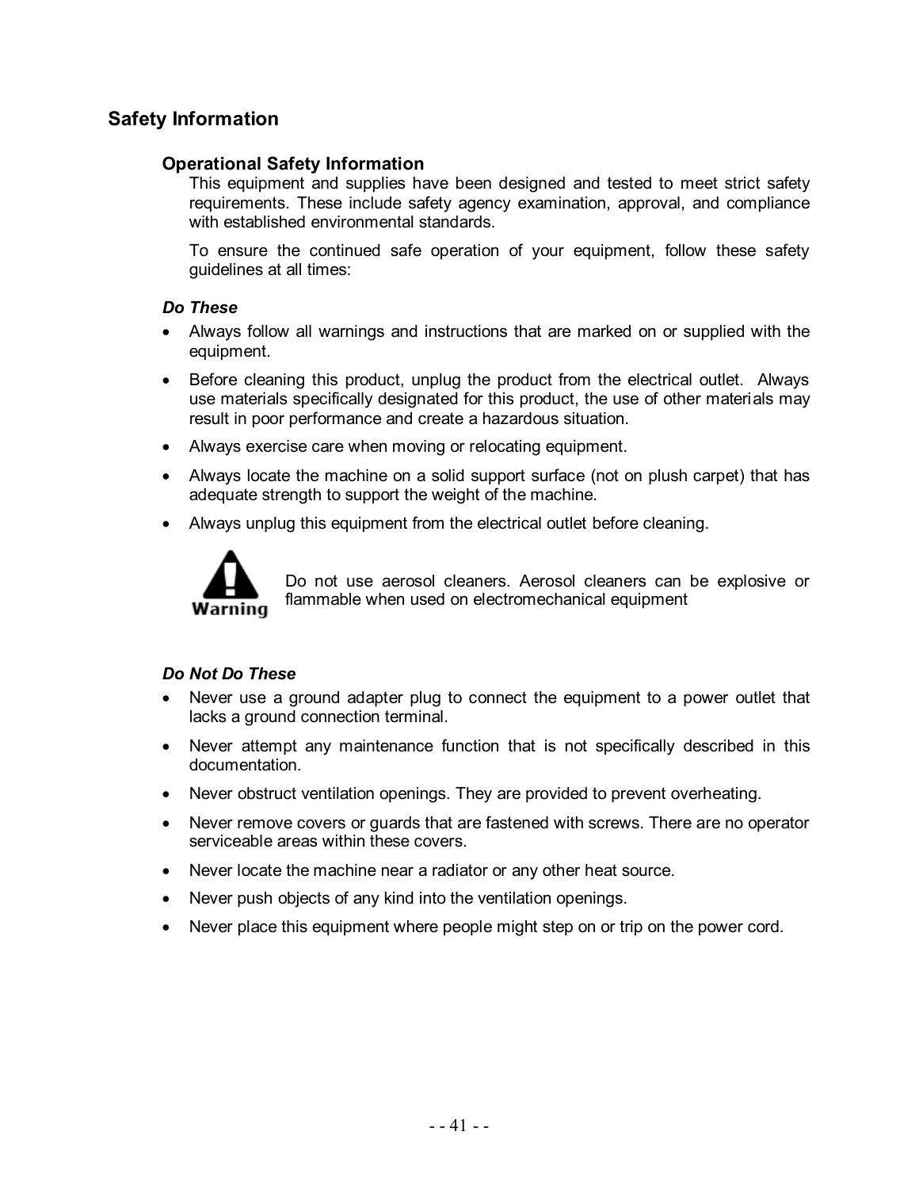# Safety Information

## Operational Safety Information

This equipment and supplies have been designed and tested to meet strict safety requirements. These include safety agency examination, approval, and compliance with established environmental standards.

To ensure the continued safe operation of your equipment, follow these safety guidelines at all times:

### *Do These*

- Always follow all warnings and instructions that are marked on or supplied with the equipment.
- Before cleaning this product, unplug the product from the electrical outlet. Always use materials specifically designated for this product, the use of other materials may result in poor performance and create a hazardous situation.
- Always exercise care when moving or relocating equipment.
- Always locate the machine on a solid support surface (not on plush carpet) that has adequate strength to support the weight of the machine.
- Always unplug this equipment from the electrical outlet before cleaning.

**Warning**

Do not use aerosol cleaners. Aerosol cleaners can be explosive or flammable when used on electromechanical equipment

### *Do Not Do These*

- Never use a ground adapter plug to connect the equipment to a power outlet that lacks a ground connection terminal.
- Never attempt any maintenance function that is not specifically described in this documentation.
- Never obstruct ventilation openings. They are provided to prevent overheating.
- Never remove covers or guards that are fastened with screws. There are no operator serviceable areas within these covers.
- Never locate the machine near a radiator or any other heat source.
- Never push objects of any kind into the ventilation openings.
- Never place this equipment where people might step on or trip on the power cord.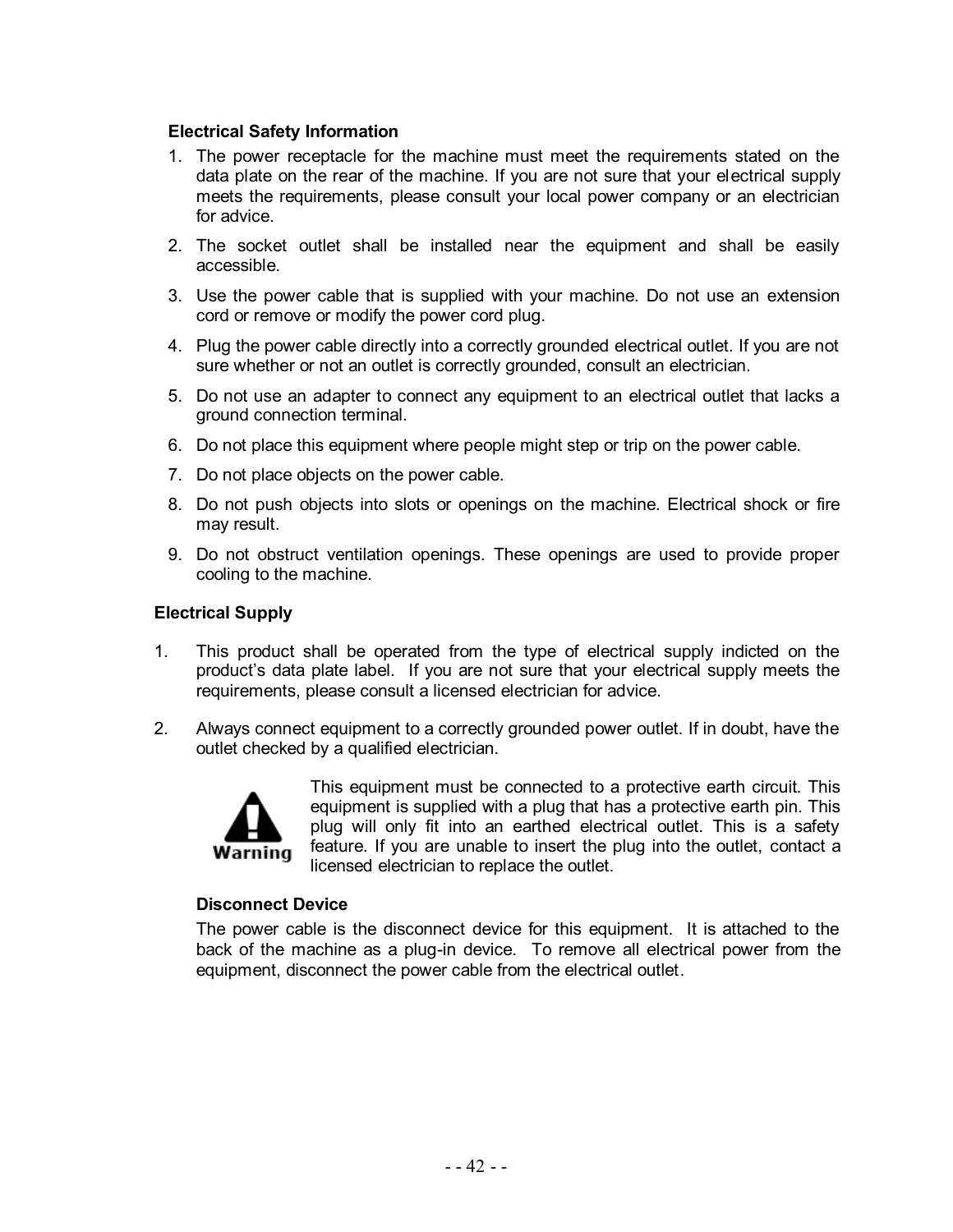### Electrical Safety Information

1. The power receptacle for the machine must meet the requirements stated on the data plate on the rear of the machine. If you are not sure that your electrical supply meets the requirements, please consult your local power company or an electrician for advice.
2. The socket outlet shall be installed near the equipment and shall be easily accessible.
3. Use the power cable that is supplied with your machine. Do not use an extension cord or remove or modify the power cord plug.
4. Plug the power cable directly into a correctly grounded electrical outlet. If you are not sure whether or not an outlet is correctly grounded, consult an electrician.
5. Do not use an adapter to connect any equipment to an electrical outlet that lacks a ground connection terminal.
6. Do not place this equipment where people might step or trip on the power cable.
7. Do not place objects on the power cable.
8. Do not push objects into slots or openings on the machine. Electrical shock or fire may result.
9. Do not obstruct ventilation openings. These openings are used to provide proper cooling to the machine.

### Electrical Supply

1. This product shall be operated from the type of electrical supply indicted on the product's data plate label. If you are not sure that your electrical supply meets the requirements, please consult a licensed electrician for advice.

2. Always connect equipment to a correctly grounded power outlet. If in doubt, have the outlet checked by a qualified electrician.

**Warning**

This equipment must be connected to a protective earth circuit. This equipment is supplied with a plug that has a protective earth pin. This plug will only fit into an earthed electrical outlet. This is a safety feature. If you are unable to insert the plug into the outlet, contact a licensed electrician to replace the outlet.

#### Disconnect Device

The power cable is the disconnect device for this equipment. It is attached to the back of the machine as a plug-in device. To remove all electrical power from the equipment, disconnect the power cable from the electrical outlet.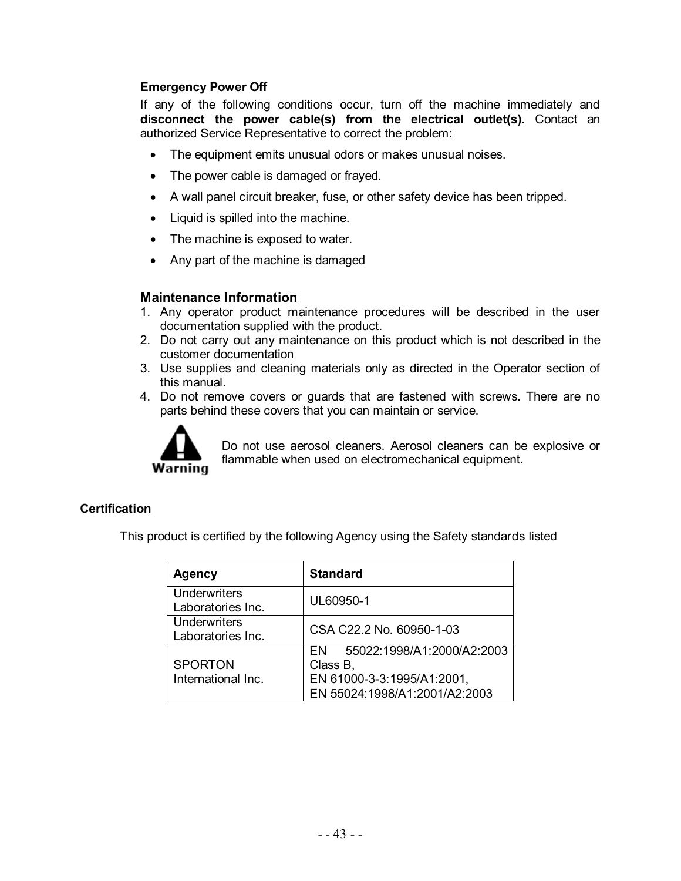**Emergency Power Off**

If any of the following conditions occur, turn off the machine immediately and **disconnect the power cable(s) from the electrical outlet(s).** Contact an authorized Service Representative to correct the problem:

- The equipment emits unusual odors or makes unusual noises.
- The power cable is damaged or frayed.
- A wall panel circuit breaker, fuse, or other safety device has been tripped.
- Liquid is spilled into the machine.
- The machine is exposed to water.
- Any part of the machine is damaged

### Maintenance Information

1. Any operator product maintenance procedures will be described in the user documentation supplied with the product.
2. Do not carry out any maintenance on this product which is not described in the customer documentation
3. Use supplies and cleaning materials only as directed in the Operator section of this manual.
4. Do not remove covers or guards that are fastened with screws. There are no parts behind these covers that you can maintain or service.

**Warning**

Do not use aerosol cleaners. Aerosol cleaners can be explosive or flammable when used on electromechanical equipment.

**Certification**

This product is certified by the following Agency using the Safety standards listed

| Agency | Standard |
|---|---|
| Underwriters Laboratories Inc. | UL60950-1 |
| Underwriters Laboratories Inc. | CSA C22.2 No. 60950-1-03 |
| SPORTON International Inc. | EN 55022:1998/A1:2000/A2:2003 Class B,<br>EN 61000-3-3:1995/A1:2001,<br>EN 55024:1998/A1:2001/A2:2003 |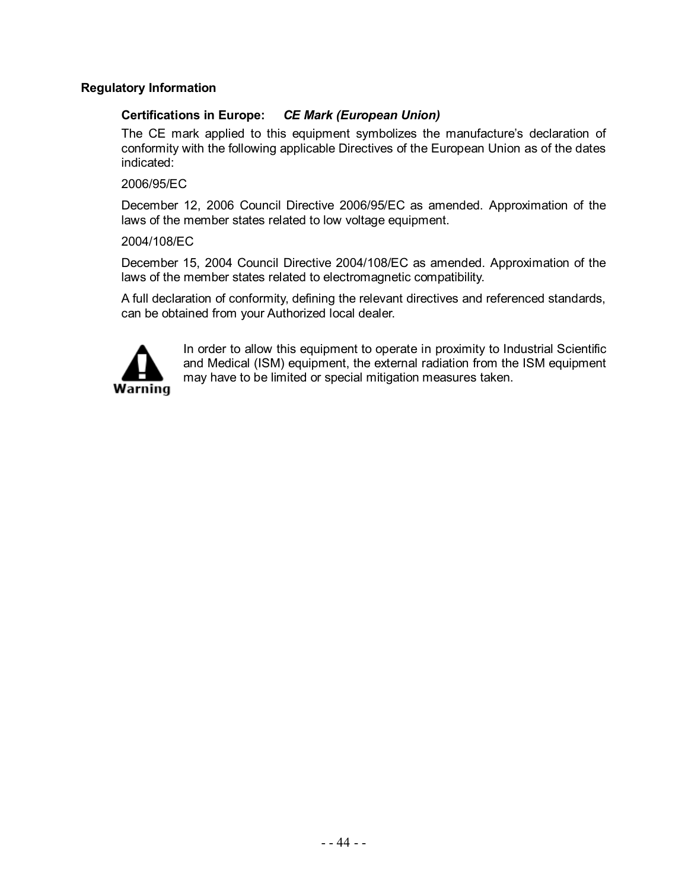## Regulatory Information

**Certifications in Europe:** ***CE Mark (European Union)***

The CE mark applied to this equipment symbolizes the manufacture's declaration of conformity with the following applicable Directives of the European Union as of the dates indicated:

2006/95/EC

December 12, 2006 Council Directive 2006/95/EC as amended. Approximation of the laws of the member states related to low voltage equipment.

2004/108/EC

December 15, 2004 Council Directive 2004/108/EC as amended. Approximation of the laws of the member states related to electromagnetic compatibility.

A full declaration of conformity, defining the relevant directives and referenced standards, can be obtained from your Authorized local dealer.

Warning

In order to allow this equipment to operate in proximity to Industrial Scientific and Medical (ISM) equipment, the external radiation from the ISM equipment may have to be limited or special mitigation measures taken.